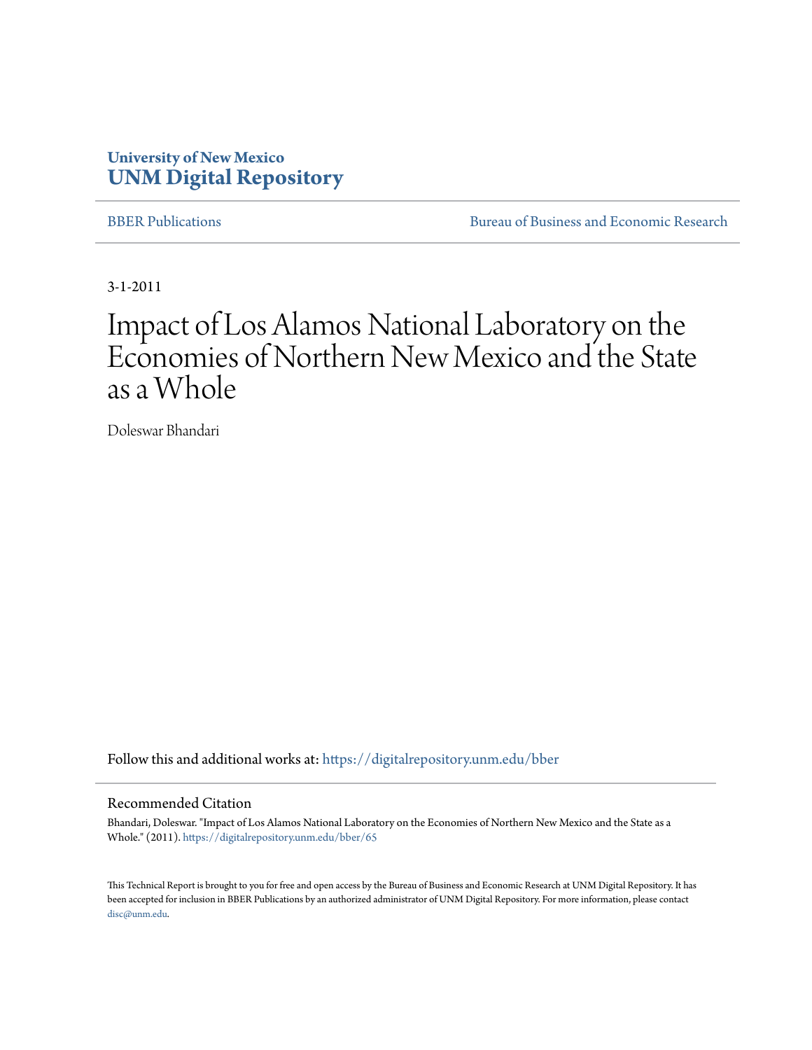University of New Mexico
**UNM Digital Repository**

BBER Publications | Bureau of Business and Economic Research

3-1-2011

# Impact of Los Alamos National Laboratory on the Economies of Northern New Mexico and the State as a Whole

Doleswar Bhandari

Follow this and additional works at: https://digitalrepository.unm.edu/bber

## Recommended Citation

Bhandari, Doleswar. "Impact of Los Alamos National Laboratory on the Economies of Northern New Mexico and the State as a Whole." (2011). https://digitalrepository.unm.edu/bber/65

This Technical Report is brought to you for free and open access by the Bureau of Business and Economic Research at UNM Digital Repository. It has been accepted for inclusion in BBER Publications by an authorized administrator of UNM Digital Repository. For more information, please contact disc@unm.edu.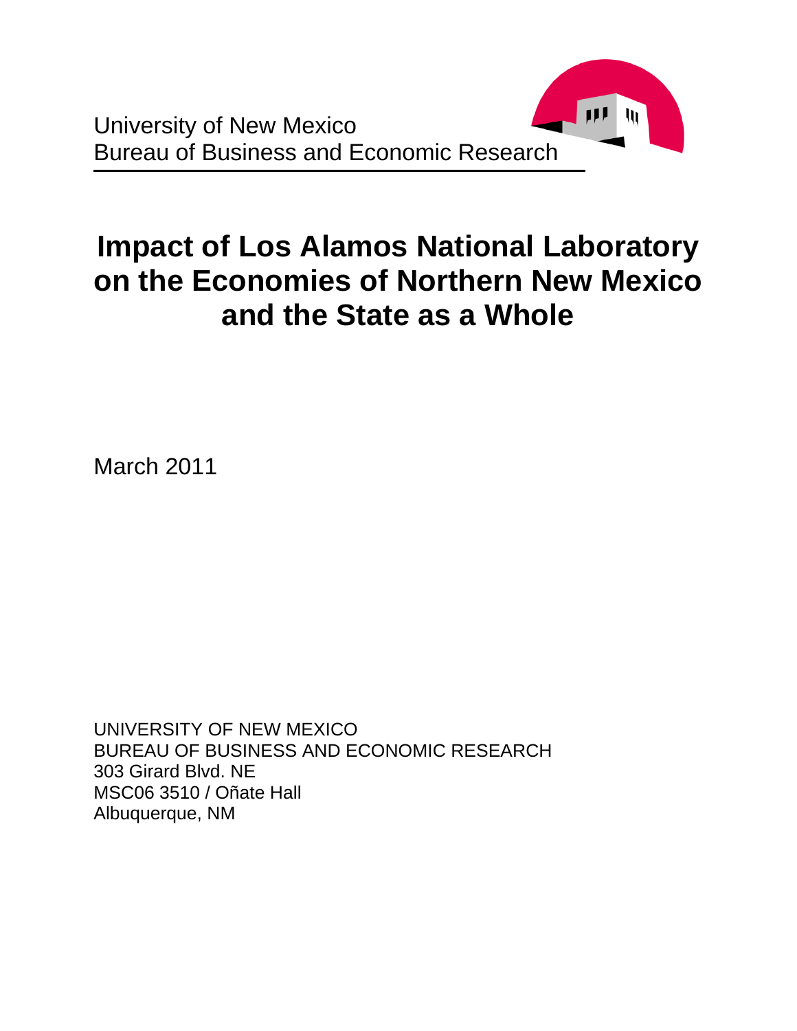University of New Mexico
Bureau of Business and Economic Research

# Impact of Los Alamos National Laboratory on the Economies of Northern New Mexico and the State as a Whole

March 2011

UNIVERSITY OF NEW MEXICO
BUREAU OF BUSINESS AND ECONOMIC RESEARCH
303 Girard Blvd. NE
MSC06 3510 / Oñate Hall
Albuquerque, NM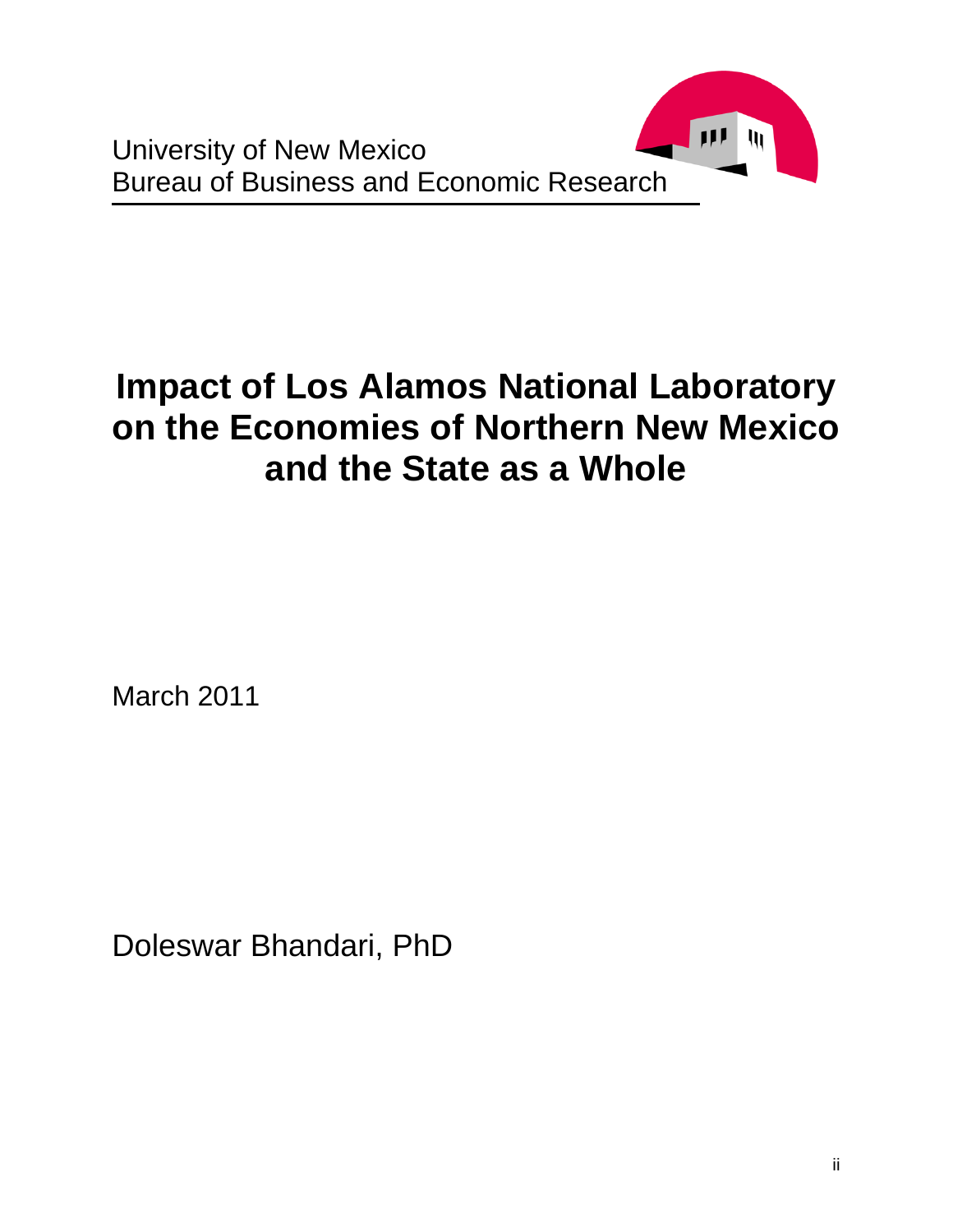University of New Mexico
Bureau of Business and Economic Research

# Impact of Los Alamos National Laboratory on the Economies of Northern New Mexico and the State as a Whole

March 2011

Doleswar Bhandari, PhD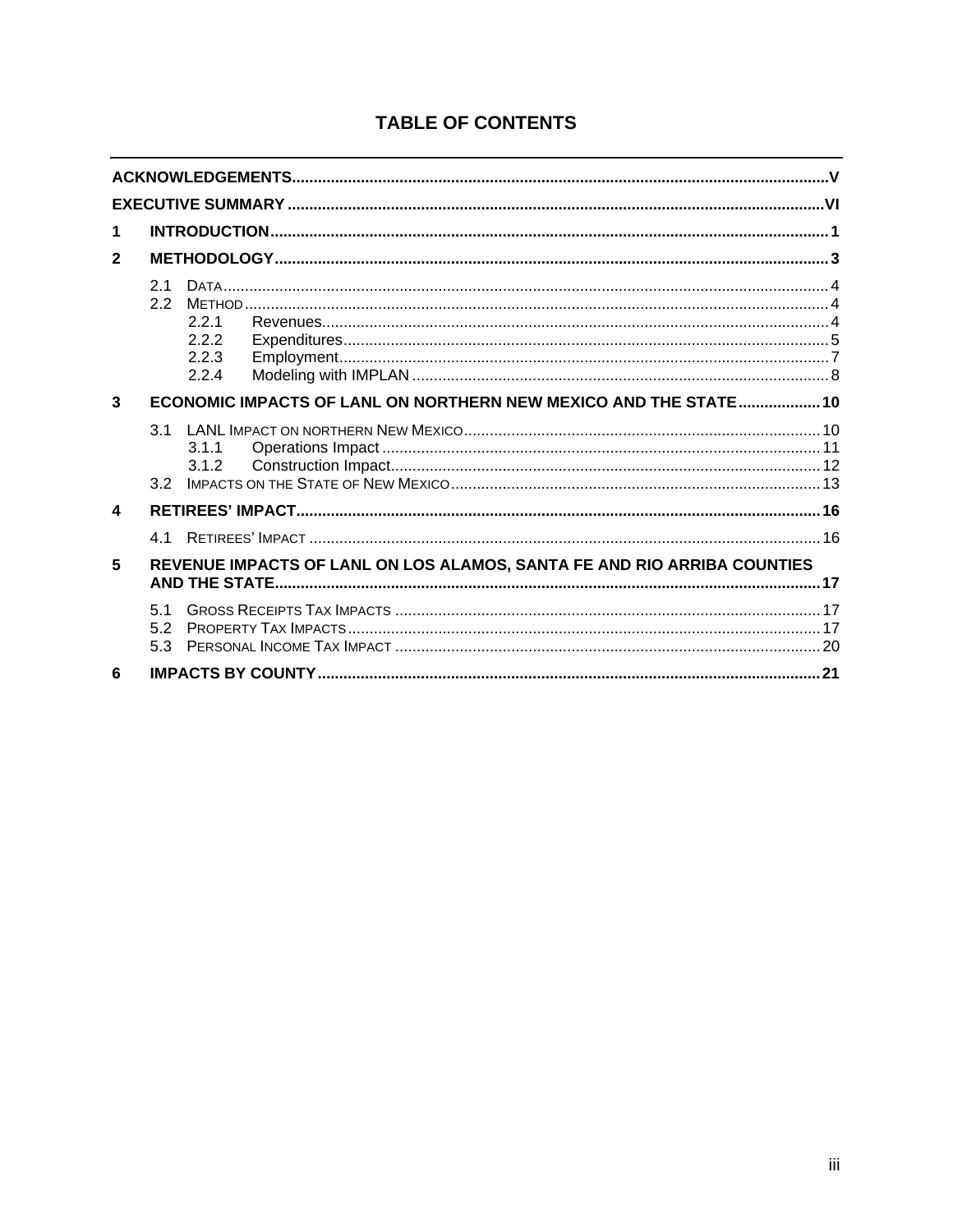# TABLE OF CONTENTS

ACKNOWLEDGEMENTS .......... V

EXECUTIVE SUMMARY .......... VI

1 INTRODUCTION .......... 1

2 METHODOLOGY .......... 3

- 2.1 DATA .......... 4
- 2.2 METHOD .......... 4
  - 2.2.1 Revenues .......... 4
  - 2.2.2 Expenditures .......... 5
  - 2.2.3 Employment .......... 7
  - 2.2.4 Modeling with IMPLAN .......... 8

3 ECONOMIC IMPACTS OF LANL ON NORTHERN NEW MEXICO AND THE STATE .......... 10

- 3.1 LANL IMPACT ON NORTHERN NEW MEXICO .......... 10
  - 3.1.1 Operations Impact .......... 11
  - 3.1.2 Construction Impact .......... 12
- 3.2 IMPACTS ON THE STATE OF NEW MEXICO .......... 13

4 RETIREES' IMPACT .......... 16

- 4.1 RETIREES' IMPACT .......... 16

5 REVENUE IMPACTS OF LANL ON LOS ALAMOS, SANTA FE AND RIO ARRIBA COUNTIES AND THE STATE .......... 17

- 5.1 GROSS RECEIPTS TAX IMPACTS .......... 17
- 5.2 PROPERTY TAX IMPACTS .......... 17
- 5.3 PERSONAL INCOME TAX IMPACT .......... 20

6 IMPACTS BY COUNTY .......... 21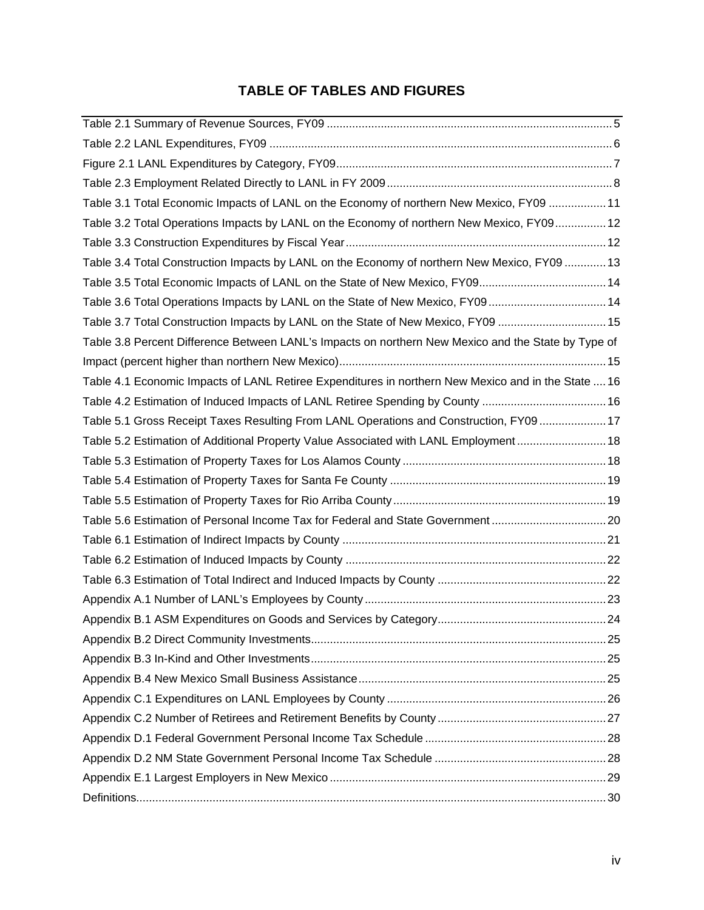# TABLE OF TABLES AND FIGURES

Table 2.1 Summary of Revenue Sources, FY09 .......... 5

Table 2.2 LANL Expenditures, FY09 .......... 6

Figure 2.1 LANL Expenditures by Category, FY09 .......... 7

Table 2.3 Employment Related Directly to LANL in FY 2009 .......... 8

Table 3.1 Total Economic Impacts of LANL on the Economy of northern New Mexico, FY09 .......... 11

Table 3.2 Total Operations Impacts by LANL on the Economy of northern New Mexico, FY09 .......... 12

Table 3.3 Construction Expenditures by Fiscal Year .......... 12

Table 3.4 Total Construction Impacts by LANL on the Economy of northern New Mexico, FY09 .......... 13

Table 3.5 Total Economic Impacts of LANL on the State of New Mexico, FY09 .......... 14

Table 3.6 Total Operations Impacts by LANL on the State of New Mexico, FY09 .......... 14

Table 3.7 Total Construction Impacts by LANL on the State of New Mexico, FY09 .......... 15

Table 3.8 Percent Difference Between LANL's Impacts on northern New Mexico and the State by Type of Impact (percent higher than northern New Mexico) .......... 15

Table 4.1 Economic Impacts of LANL Retiree Expenditures in northern New Mexico and in the State .......... 16

Table 4.2 Estimation of Induced Impacts of LANL Retiree Spending by County .......... 16

Table 5.1 Gross Receipt Taxes Resulting From LANL Operations and Construction, FY09 .......... 17

Table 5.2 Estimation of Additional Property Value Associated with LANL Employment .......... 18

Table 5.3 Estimation of Property Taxes for Los Alamos County .......... 18

Table 5.4 Estimation of Property Taxes for Santa Fe County .......... 19

Table 5.5 Estimation of Property Taxes for Rio Arriba County .......... 19

Table 5.6 Estimation of Personal Income Tax for Federal and State Government .......... 20

Table 6.1 Estimation of Indirect Impacts by County .......... 21

Table 6.2 Estimation of Induced Impacts by County .......... 22

Table 6.3 Estimation of Total Indirect and Induced Impacts by County .......... 22

Appendix A.1 Number of LANL's Employees by County .......... 23

Appendix B.1 ASM Expenditures on Goods and Services by Category .......... 24

Appendix B.2 Direct Community Investments .......... 25

Appendix B.3 In-Kind and Other Investments .......... 25

Appendix B.4 New Mexico Small Business Assistance .......... 25

Appendix C.1 Expenditures on LANL Employees by County .......... 26

Appendix C.2 Number of Retirees and Retirement Benefits by County .......... 27

Appendix D.1 Federal Government Personal Income Tax Schedule .......... 28

Appendix D.2 NM State Government Personal Income Tax Schedule .......... 28

Appendix E.1 Largest Employers in New Mexico .......... 29

Definitions .......... 30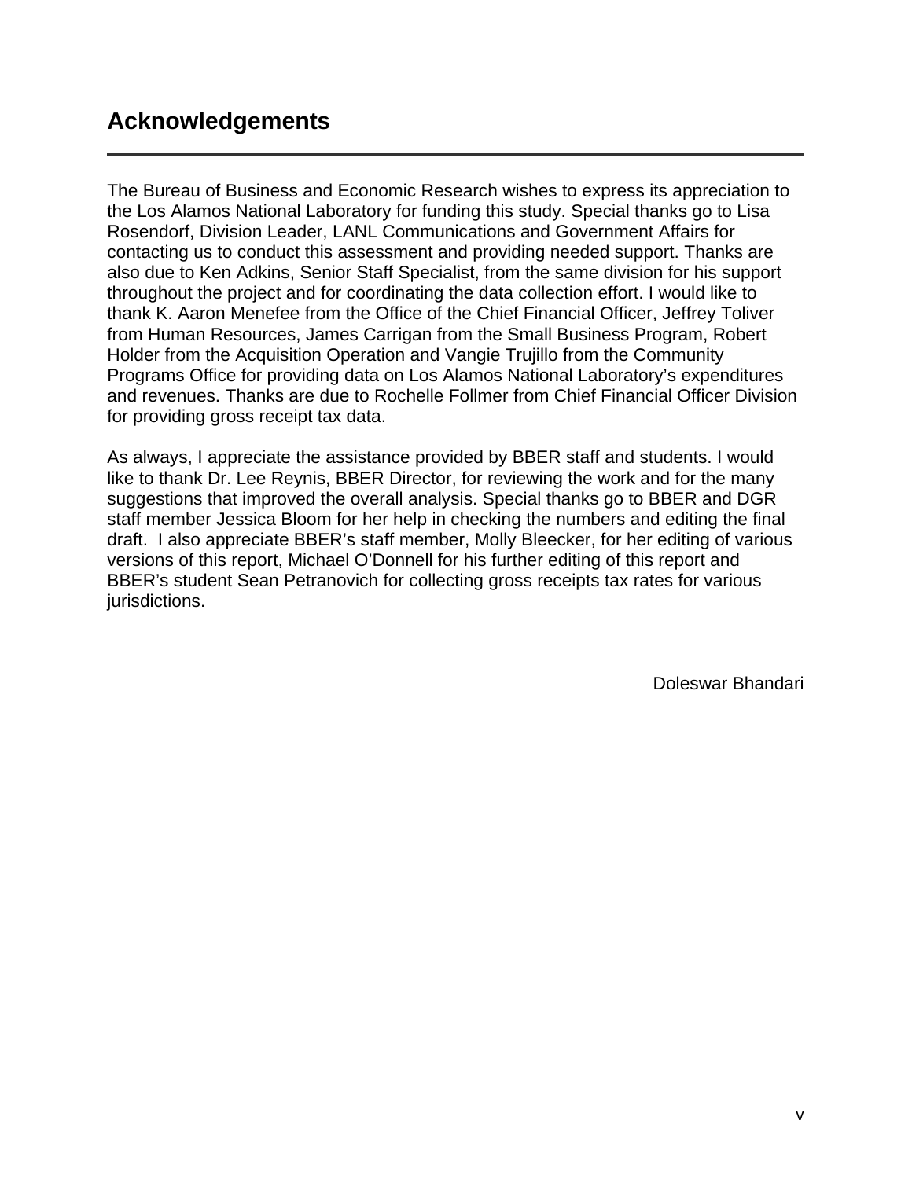# Acknowledgements

The Bureau of Business and Economic Research wishes to express its appreciation to the Los Alamos National Laboratory for funding this study. Special thanks go to Lisa Rosendorf, Division Leader, LANL Communications and Government Affairs for contacting us to conduct this assessment and providing needed support. Thanks are also due to Ken Adkins, Senior Staff Specialist, from the same division for his support throughout the project and for coordinating the data collection effort. I would like to thank K. Aaron Menefee from the Office of the Chief Financial Officer, Jeffrey Toliver from Human Resources, James Carrigan from the Small Business Program, Robert Holder from the Acquisition Operation and Vangie Trujillo from the Community Programs Office for providing data on Los Alamos National Laboratory's expenditures and revenues. Thanks are due to Rochelle Follmer from Chief Financial Officer Division for providing gross receipt tax data.

As always, I appreciate the assistance provided by BBER staff and students. I would like to thank Dr. Lee Reynis, BBER Director, for reviewing the work and for the many suggestions that improved the overall analysis. Special thanks go to BBER and DGR staff member Jessica Bloom for her help in checking the numbers and editing the final draft. I also appreciate BBER's staff member, Molly Bleecker, for her editing of various versions of this report, Michael O'Donnell for his further editing of this report and BBER's student Sean Petranovich for collecting gross receipts tax rates for various jurisdictions.

Doleswar Bhandari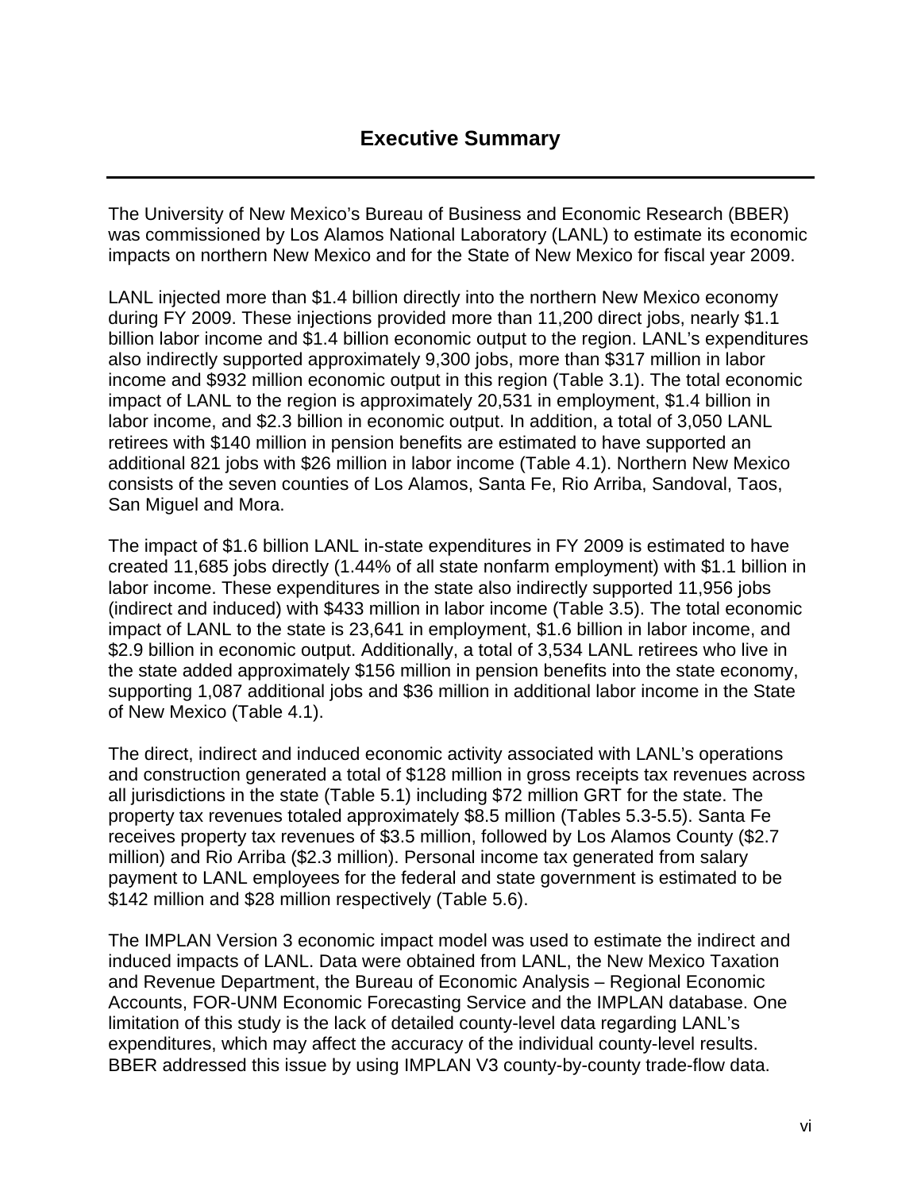# Executive Summary

The University of New Mexico's Bureau of Business and Economic Research (BBER) was commissioned by Los Alamos National Laboratory (LANL) to estimate its economic impacts on northern New Mexico and for the State of New Mexico for fiscal year 2009.

LANL injected more than $1.4 billion directly into the northern New Mexico economy during FY 2009. These injections provided more than 11,200 direct jobs, nearly $1.1 billion labor income and $1.4 billion economic output to the region. LANL's expenditures also indirectly supported approximately 9,300 jobs, more than $317 million in labor income and $932 million economic output in this region (Table 3.1). The total economic impact of LANL to the region is approximately 20,531 in employment, $1.4 billion in labor income, and $2.3 billion in economic output. In addition, a total of 3,050 LANL retirees with $140 million in pension benefits are estimated to have supported an additional 821 jobs with $26 million in labor income (Table 4.1). Northern New Mexico consists of the seven counties of Los Alamos, Santa Fe, Rio Arriba, Sandoval, Taos, San Miguel and Mora.

The impact of $1.6 billion LANL in-state expenditures in FY 2009 is estimated to have created 11,685 jobs directly (1.44% of all state nonfarm employment) with $1.1 billion in labor income. These expenditures in the state also indirectly supported 11,956 jobs (indirect and induced) with $433 million in labor income (Table 3.5). The total economic impact of LANL to the state is 23,641 in employment, $1.6 billion in labor income, and $2.9 billion in economic output. Additionally, a total of 3,534 LANL retirees who live in the state added approximately $156 million in pension benefits into the state economy, supporting 1,087 additional jobs and $36 million in additional labor income in the State of New Mexico (Table 4.1).

The direct, indirect and induced economic activity associated with LANL's operations and construction generated a total of $128 million in gross receipts tax revenues across all jurisdictions in the state (Table 5.1) including $72 million GRT for the state. The property tax revenues totaled approximately $8.5 million (Tables 5.3-5.5). Santa Fe receives property tax revenues of $3.5 million, followed by Los Alamos County ($2.7 million) and Rio Arriba ($2.3 million). Personal income tax generated from salary payment to LANL employees for the federal and state government is estimated to be $142 million and $28 million respectively (Table 5.6).

The IMPLAN Version 3 economic impact model was used to estimate the indirect and induced impacts of LANL. Data were obtained from LANL, the New Mexico Taxation and Revenue Department, the Bureau of Economic Analysis – Regional Economic Accounts, FOR-UNM Economic Forecasting Service and the IMPLAN database. One limitation of this study is the lack of detailed county-level data regarding LANL's expenditures, which may affect the accuracy of the individual county-level results. BBER addressed this issue by using IMPLAN V3 county-by-county trade-flow data.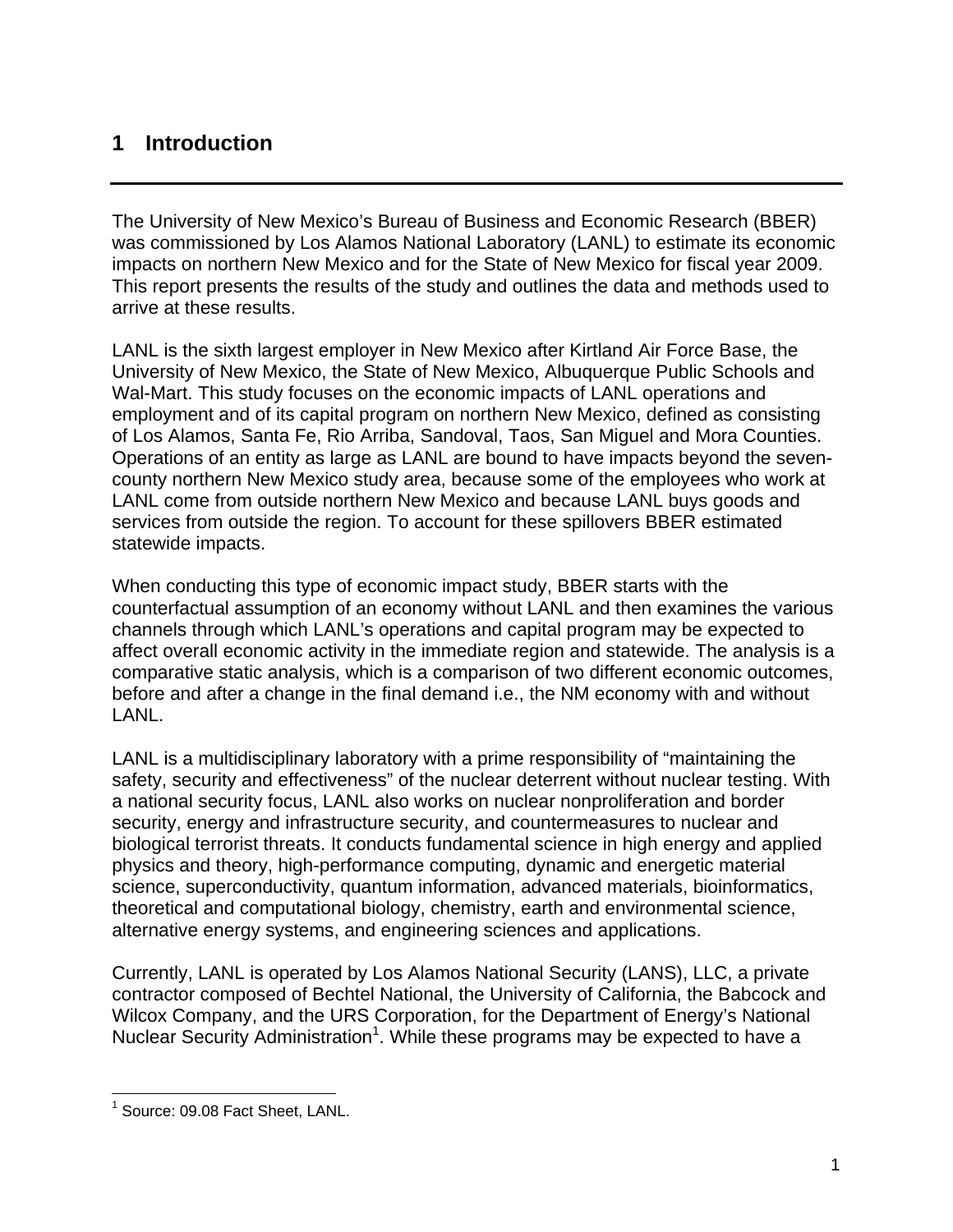# 1 Introduction

The University of New Mexico's Bureau of Business and Economic Research (BBER) was commissioned by Los Alamos National Laboratory (LANL) to estimate its economic impacts on northern New Mexico and for the State of New Mexico for fiscal year 2009. This report presents the results of the study and outlines the data and methods used to arrive at these results.

LANL is the sixth largest employer in New Mexico after Kirtland Air Force Base, the University of New Mexico, the State of New Mexico, Albuquerque Public Schools and Wal-Mart. This study focuses on the economic impacts of LANL operations and employment and of its capital program on northern New Mexico, defined as consisting of Los Alamos, Santa Fe, Rio Arriba, Sandoval, Taos, San Miguel and Mora Counties. Operations of an entity as large as LANL are bound to have impacts beyond the seven-county northern New Mexico study area, because some of the employees who work at LANL come from outside northern New Mexico and because LANL buys goods and services from outside the region. To account for these spillovers BBER estimated statewide impacts.

When conducting this type of economic impact study, BBER starts with the counterfactual assumption of an economy without LANL and then examines the various channels through which LANL's operations and capital program may be expected to affect overall economic activity in the immediate region and statewide. The analysis is a comparative static analysis, which is a comparison of two different economic outcomes, before and after a change in the final demand i.e., the NM economy with and without LANL.

LANL is a multidisciplinary laboratory with a prime responsibility of "maintaining the safety, security and effectiveness" of the nuclear deterrent without nuclear testing. With a national security focus, LANL also works on nuclear nonproliferation and border security, energy and infrastructure security, and countermeasures to nuclear and biological terrorist threats. It conducts fundamental science in high energy and applied physics and theory, high-performance computing, dynamic and energetic material science, superconductivity, quantum information, advanced materials, bioinformatics, theoretical and computational biology, chemistry, earth and environmental science, alternative energy systems, and engineering sciences and applications.

Currently, LANL is operated by Los Alamos National Security (LANS), LLC, a private contractor composed of Bechtel National, the University of California, the Babcock and Wilcox Company, and the URS Corporation, for the Department of Energy's National Nuclear Security Administration[1]. While these programs may be expected to have a

[1] Source: 09.08 Fact Sheet, LANL.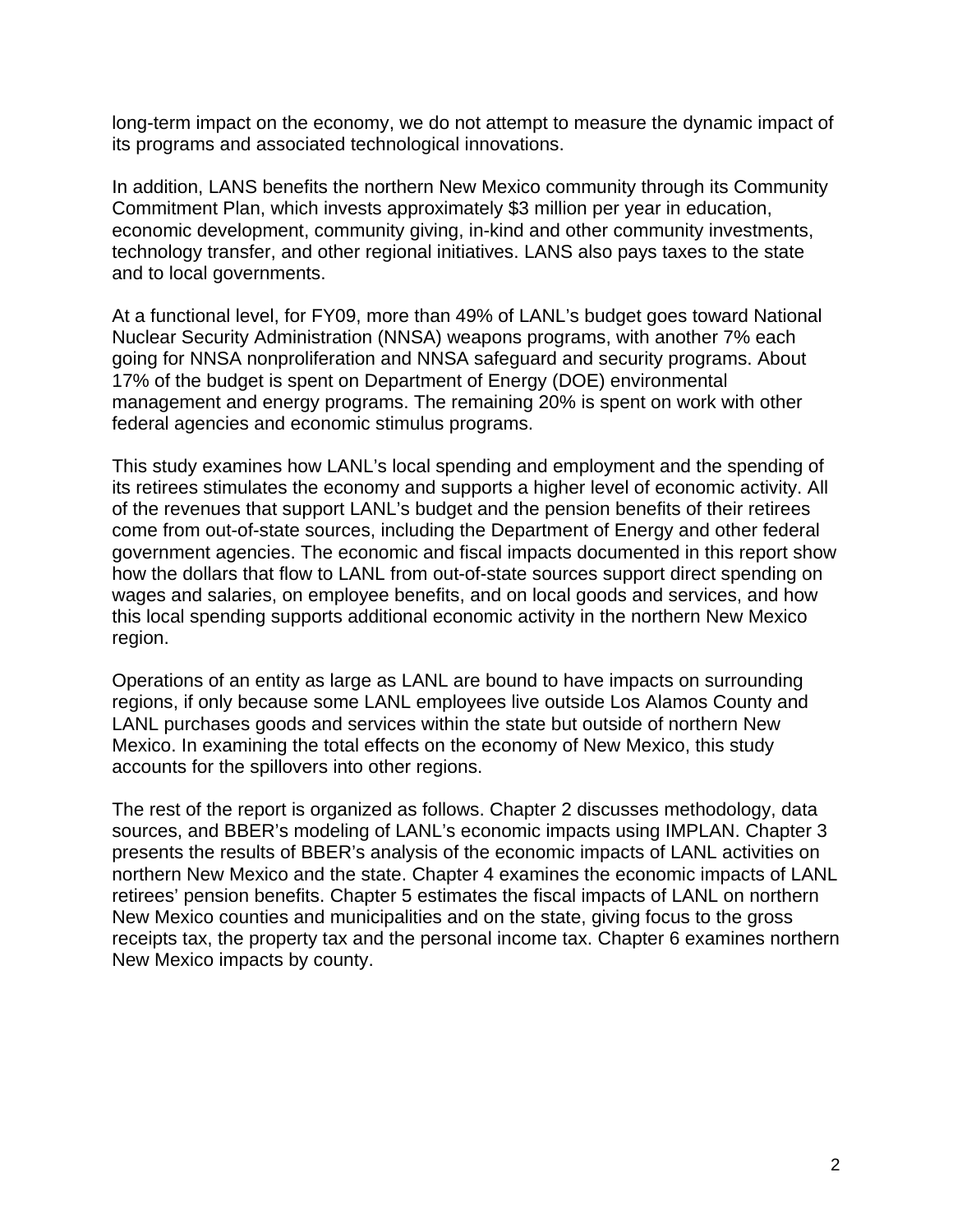long-term impact on the economy, we do not attempt to measure the dynamic impact of its programs and associated technological innovations.

In addition, LANS benefits the northern New Mexico community through its Community Commitment Plan, which invests approximately $3 million per year in education, economic development, community giving, in-kind and other community investments, technology transfer, and other regional initiatives. LANS also pays taxes to the state and to local governments.

At a functional level, for FY09, more than 49% of LANL's budget goes toward National Nuclear Security Administration (NNSA) weapons programs, with another 7% each going for NNSA nonproliferation and NNSA safeguard and security programs. About 17% of the budget is spent on Department of Energy (DOE) environmental management and energy programs. The remaining 20% is spent on work with other federal agencies and economic stimulus programs.

This study examines how LANL's local spending and employment and the spending of its retirees stimulates the economy and supports a higher level of economic activity. All of the revenues that support LANL's budget and the pension benefits of their retirees come from out-of-state sources, including the Department of Energy and other federal government agencies. The economic and fiscal impacts documented in this report show how the dollars that flow to LANL from out-of-state sources support direct spending on wages and salaries, on employee benefits, and on local goods and services, and how this local spending supports additional economic activity in the northern New Mexico region.

Operations of an entity as large as LANL are bound to have impacts on surrounding regions, if only because some LANL employees live outside Los Alamos County and LANL purchases goods and services within the state but outside of northern New Mexico. In examining the total effects on the economy of New Mexico, this study accounts for the spillovers into other regions.

The rest of the report is organized as follows. Chapter 2 discusses methodology, data sources, and BBER's modeling of LANL's economic impacts using IMPLAN. Chapter 3 presents the results of BBER's analysis of the economic impacts of LANL activities on northern New Mexico and the state. Chapter 4 examines the economic impacts of LANL retirees' pension benefits. Chapter 5 estimates the fiscal impacts of LANL on northern New Mexico counties and municipalities and on the state, giving focus to the gross receipts tax, the property tax and the personal income tax. Chapter 6 examines northern New Mexico impacts by county.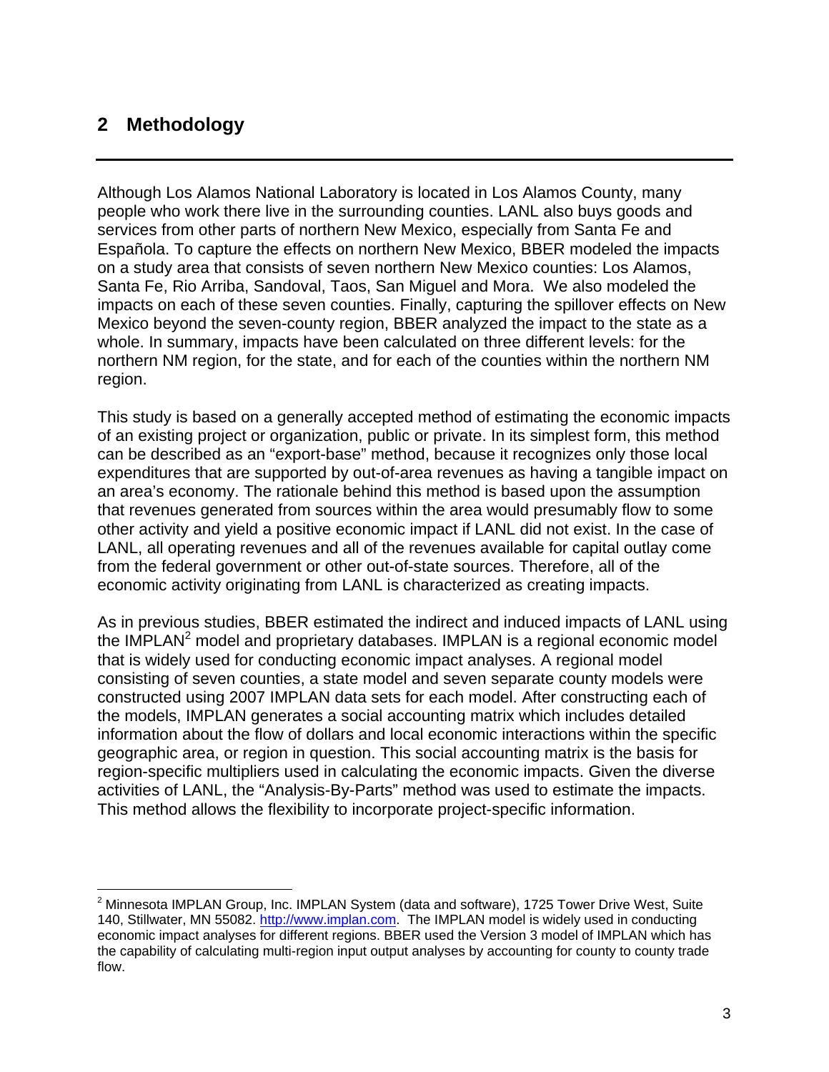## 2 Methodology

Although Los Alamos National Laboratory is located in Los Alamos County, many people who work there live in the surrounding counties. LANL also buys goods and services from other parts of northern New Mexico, especially from Santa Fe and Española. To capture the effects on northern New Mexico, BBER modeled the impacts on a study area that consists of seven northern New Mexico counties: Los Alamos, Santa Fe, Rio Arriba, Sandoval, Taos, San Miguel and Mora. We also modeled the impacts on each of these seven counties. Finally, capturing the spillover effects on New Mexico beyond the seven-county region, BBER analyzed the impact to the state as a whole. In summary, impacts have been calculated on three different levels: for the northern NM region, for the state, and for each of the counties within the northern NM region.

This study is based on a generally accepted method of estimating the economic impacts of an existing project or organization, public or private. In its simplest form, this method can be described as an "export-base" method, because it recognizes only those local expenditures that are supported by out-of-area revenues as having a tangible impact on an area's economy. The rationale behind this method is based upon the assumption that revenues generated from sources within the area would presumably flow to some other activity and yield a positive economic impact if LANL did not exist. In the case of LANL, all operating revenues and all of the revenues available for capital outlay come from the federal government or other out-of-state sources. Therefore, all of the economic activity originating from LANL is characterized as creating impacts.

As in previous studies, BBER estimated the indirect and induced impacts of LANL using the IMPLAN[2] model and proprietary databases. IMPLAN is a regional economic model that is widely used for conducting economic impact analyses. A regional model consisting of seven counties, a state model and seven separate county models were constructed using 2007 IMPLAN data sets for each model. After constructing each of the models, IMPLAN generates a social accounting matrix which includes detailed information about the flow of dollars and local economic interactions within the specific geographic area, or region in question. This social accounting matrix is the basis for region-specific multipliers used in calculating the economic impacts. Given the diverse activities of LANL, the "Analysis-By-Parts" method was used to estimate the impacts. This method allows the flexibility to incorporate project-specific information.

[2] Minnesota IMPLAN Group, Inc. IMPLAN System (data and software), 1725 Tower Drive West, Suite 140, Stillwater, MN 55082. http://www.implan.com. The IMPLAN model is widely used in conducting economic impact analyses for different regions. BBER used the Version 3 model of IMPLAN which has the capability of calculating multi-region input output analyses by accounting for county to county trade flow.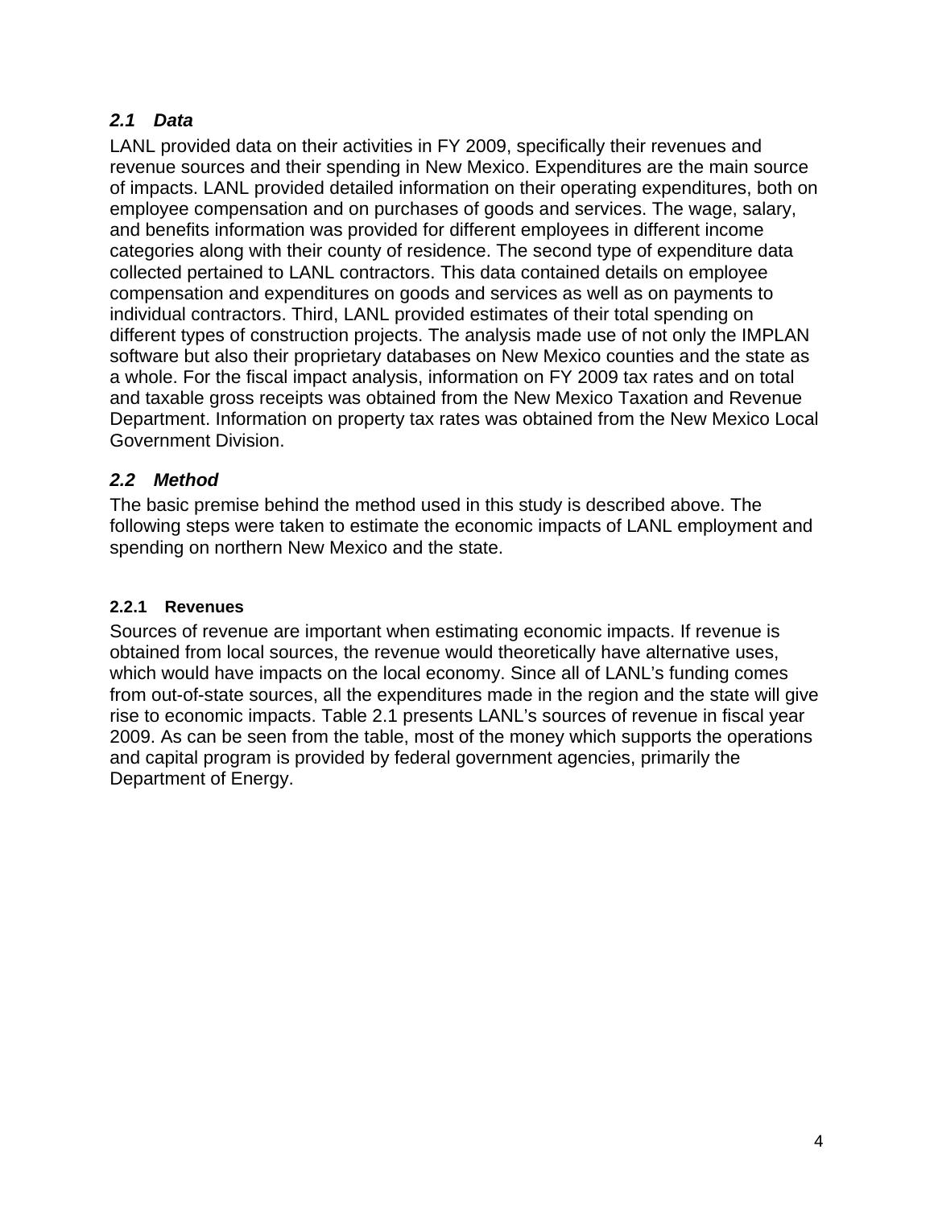## *2.1 Data*

LANL provided data on their activities in FY 2009, specifically their revenues and revenue sources and their spending in New Mexico. Expenditures are the main source of impacts. LANL provided detailed information on their operating expenditures, both on employee compensation and on purchases of goods and services. The wage, salary, and benefits information was provided for different employees in different income categories along with their county of residence. The second type of expenditure data collected pertained to LANL contractors. This data contained details on employee compensation and expenditures on goods and services as well as on payments to individual contractors. Third, LANL provided estimates of their total spending on different types of construction projects. The analysis made use of not only the IMPLAN software but also their proprietary databases on New Mexico counties and the state as a whole. For the fiscal impact analysis, information on FY 2009 tax rates and on total and taxable gross receipts was obtained from the New Mexico Taxation and Revenue Department. Information on property tax rates was obtained from the New Mexico Local Government Division.

## *2.2 Method*

The basic premise behind the method used in this study is described above. The following steps were taken to estimate the economic impacts of LANL employment and spending on northern New Mexico and the state.

### 2.2.1 Revenues

Sources of revenue are important when estimating economic impacts. If revenue is obtained from local sources, the revenue would theoretically have alternative uses, which would have impacts on the local economy. Since all of LANL's funding comes from out-of-state sources, all the expenditures made in the region and the state will give rise to economic impacts. Table 2.1 presents LANL's sources of revenue in fiscal year 2009. As can be seen from the table, most of the money which supports the operations and capital program is provided by federal government agencies, primarily the Department of Energy.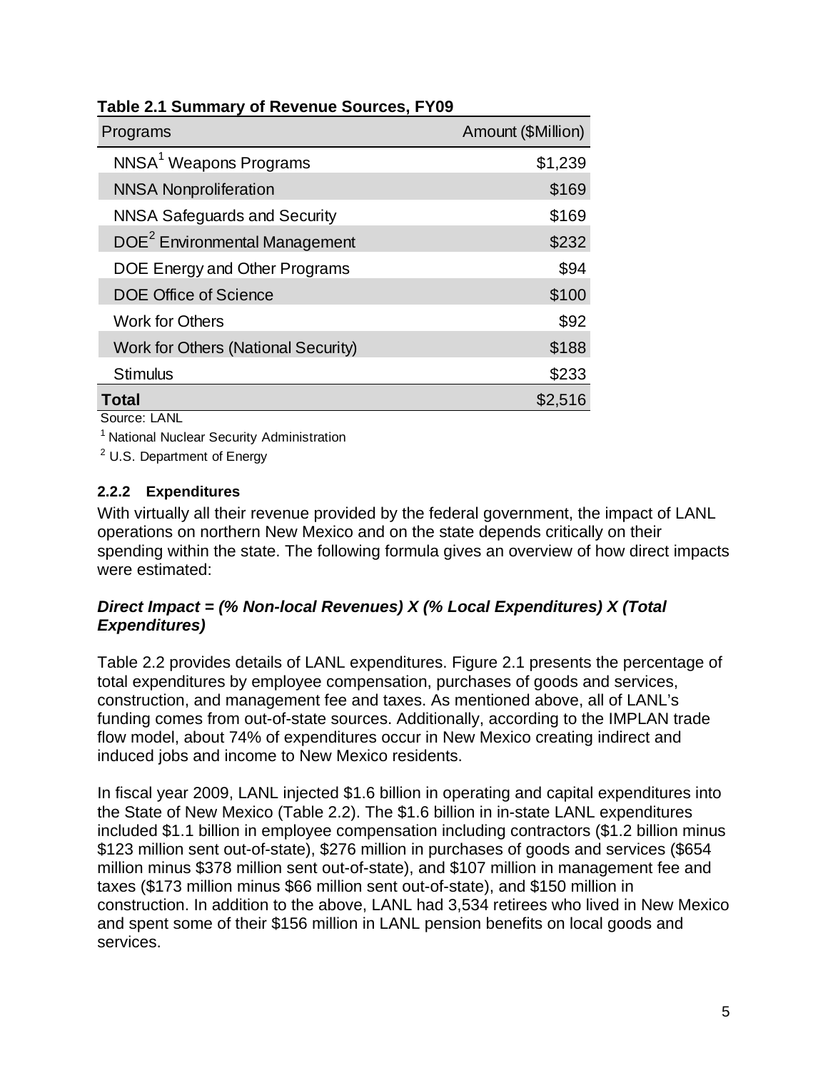**Table 2.1 Summary of Revenue Sources, FY09**

| Programs | Amount ($Million) |
|---|---|
| NNSA[1] Weapons Programs | $1,239 |
| NNSA Nonproliferation | $169 |
| NNSA Safeguards and Security | $169 |
| DOE[2] Environmental Management | $232 |
| DOE Energy and Other Programs | $94 |
| DOE Office of Science | $100 |
| Work for Others | $92 |
| Work for Others (National Security) | $188 |
| Stimulus | $233 |
| **Total** | $2,516 |

Source: LANL

[1] National Nuclear Security Administration

[2] U.S. Department of Energy

#### 2.2.2 Expenditures

With virtually all their revenue provided by the federal government, the impact of LANL operations on northern New Mexico and on the state depends critically on their spending within the state. The following formula gives an overview of how direct impacts were estimated:

***Direct Impact = (% Non-local Revenues) X (% Local Expenditures) X (Total Expenditures)***

Table 2.2 provides details of LANL expenditures. Figure 2.1 presents the percentage of total expenditures by employee compensation, purchases of goods and services, construction, and management fee and taxes. As mentioned above, all of LANL's funding comes from out-of-state sources. Additionally, according to the IMPLAN trade flow model, about 74% of expenditures occur in New Mexico creating indirect and induced jobs and income to New Mexico residents.

In fiscal year 2009, LANL injected $1.6 billion in operating and capital expenditures into the State of New Mexico (Table 2.2). The $1.6 billion in in-state LANL expenditures included $1.1 billion in employee compensation including contractors ($1.2 billion minus $123 million sent out-of-state), $276 million in purchases of goods and services ($654 million minus $378 million sent out-of-state), and $107 million in management fee and taxes ($173 million minus $66 million sent out-of-state), and $150 million in construction. In addition to the above, LANL had 3,534 retirees who lived in New Mexico and spent some of their $156 million in LANL pension benefits on local goods and services.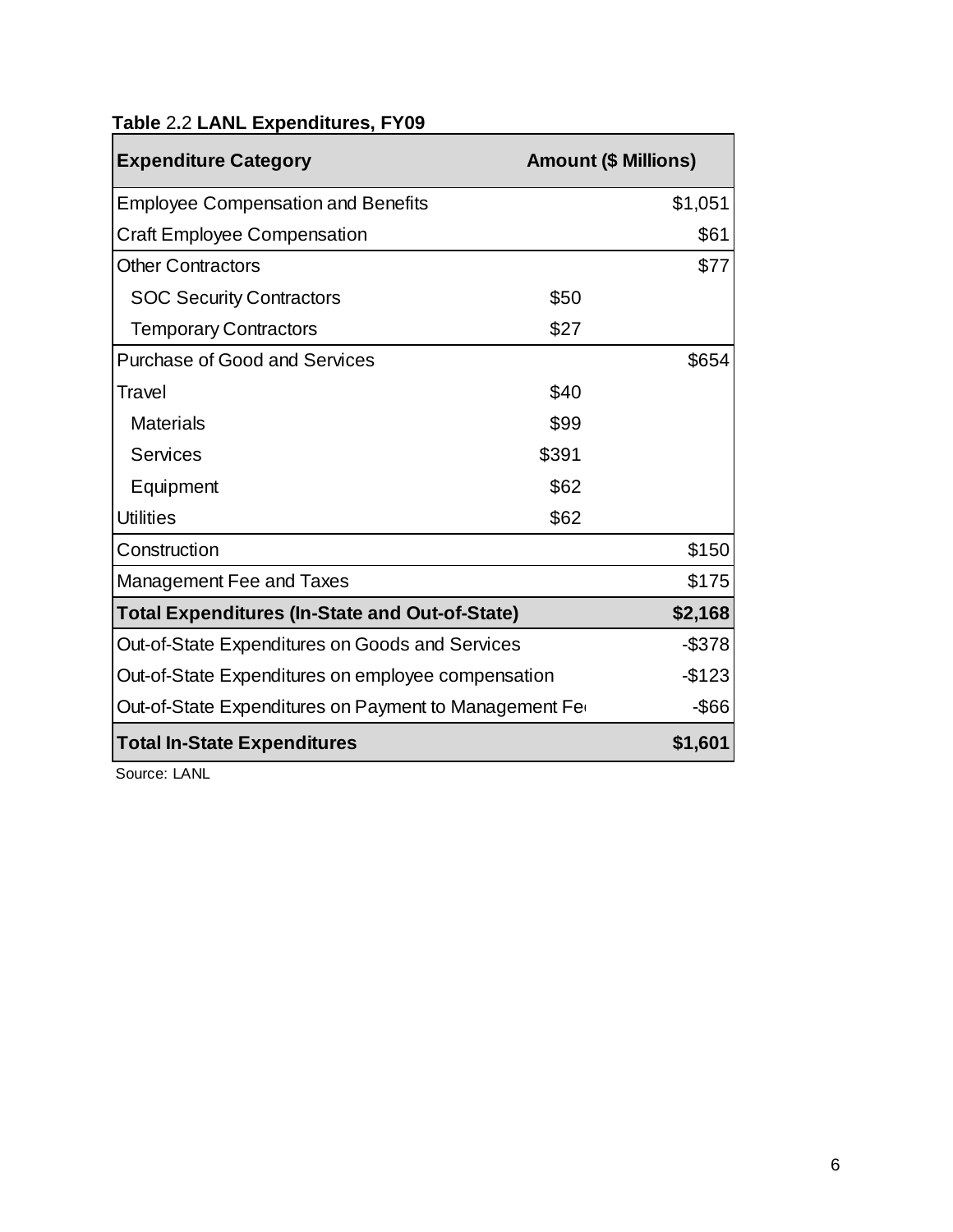**Table** 2.2 **LANL Expenditures, FY09**

| Expenditure Category | Amount ($ Millions) | |
|---|---|---|
| Employee Compensation and Benefits | | $1,051 |
| Craft Employee Compensation | | $61 |
| Other Contractors | | $77 |
| SOC Security Contractors | $50 | |
| Temporary Contractors | $27 | |
| Purchase of Good and Services | | $654 |
| Travel | $40 | |
| Materials | $99 | |
| Services | $391 | |
| Equipment | $62 | |
| Utilities | $62 | |
| Construction | | $150 |
| Management Fee and Taxes | | $175 |
| **Total Expenditures (In-State and Out-of-State)** | | **$2,168** |
| Out-of-State Expenditures on Goods and Services | | -$378 |
| Out-of-State Expenditures on employee compensation | | -$123 |
| Out-of-State Expenditures on Payment to Management Fe | | -$66 |
| **Total In-State Expenditures** | | **$1,601** |

Source: LANL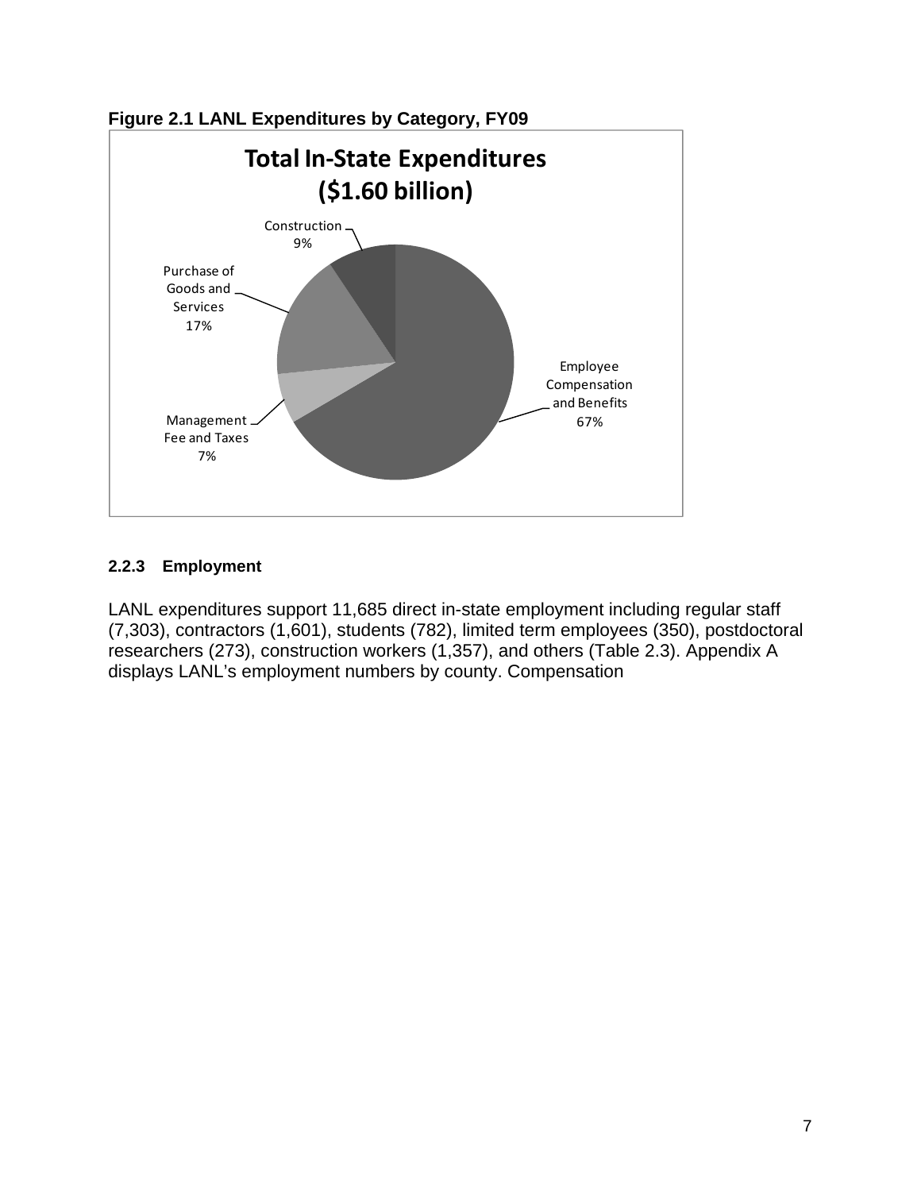**Figure 2.1 LANL Expenditures by Category, FY09**

Total In-State Expenditures
($1.60 billion)

Construction
9%

Purchase of
Goods and
Services
17%

Employee
Compensation
and Benefits
67%

Management
Fee and Taxes
7%

#### 2.2.3 Employment

LANL expenditures support 11,685 direct in-state employment including regular staff (7,303), contractors (1,601), students (782), limited term employees (350), postdoctoral researchers (273), construction workers (1,357), and others (Table 2.3). Appendix A displays LANL's employment numbers by county. Compensation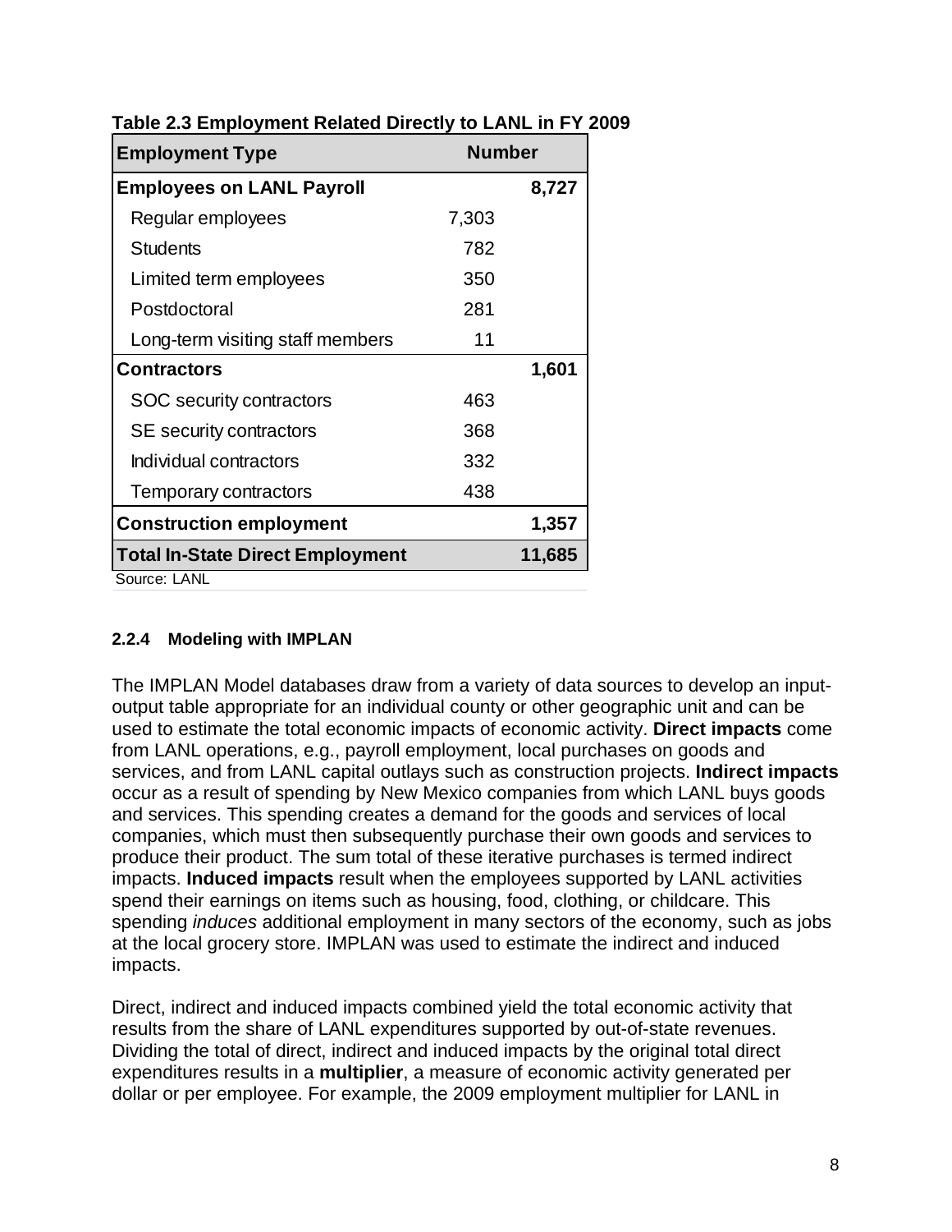**Table 2.3 Employment Related Directly to LANL in FY 2009**

| Employment Type | Number | |
|---|---|---|
| **Employees on LANL Payroll** | | **8,727** |
| Regular employees | 7,303 | |
| Students | 782 | |
| Limited term employees | 350 | |
| Postdoctoral | 281 | |
| Long-term visiting staff members | 11 | |
| **Contractors** | | **1,601** |
| SOC security contractors | 463 | |
| SE security contractors | 368 | |
| Individual contractors | 332 | |
| Temporary contractors | 438 | |
| **Construction employment** | | **1,357** |
| **Total In-State Direct Employment** | | **11,685** |

Source: LANL

#### 2.2.4 Modeling with IMPLAN

The IMPLAN Model databases draw from a variety of data sources to develop an input-output table appropriate for an individual county or other geographic unit and can be used to estimate the total economic impacts of economic activity. **Direct impacts** come from LANL operations, e.g., payroll employment, local purchases on goods and services, and from LANL capital outlays such as construction projects. **Indirect impacts** occur as a result of spending by New Mexico companies from which LANL buys goods and services. This spending creates a demand for the goods and services of local companies, which must then subsequently purchase their own goods and services to produce their product. The sum total of these iterative purchases is termed indirect impacts. **Induced impacts** result when the employees supported by LANL activities spend their earnings on items such as housing, food, clothing, or childcare. This spending *induces* additional employment in many sectors of the economy, such as jobs at the local grocery store. IMPLAN was used to estimate the indirect and induced impacts.

Direct, indirect and induced impacts combined yield the total economic activity that results from the share of LANL expenditures supported by out-of-state revenues. Dividing the total of direct, indirect and induced impacts by the original total direct expenditures results in a **multiplier**, a measure of economic activity generated per dollar or per employee. For example, the 2009 employment multiplier for LANL in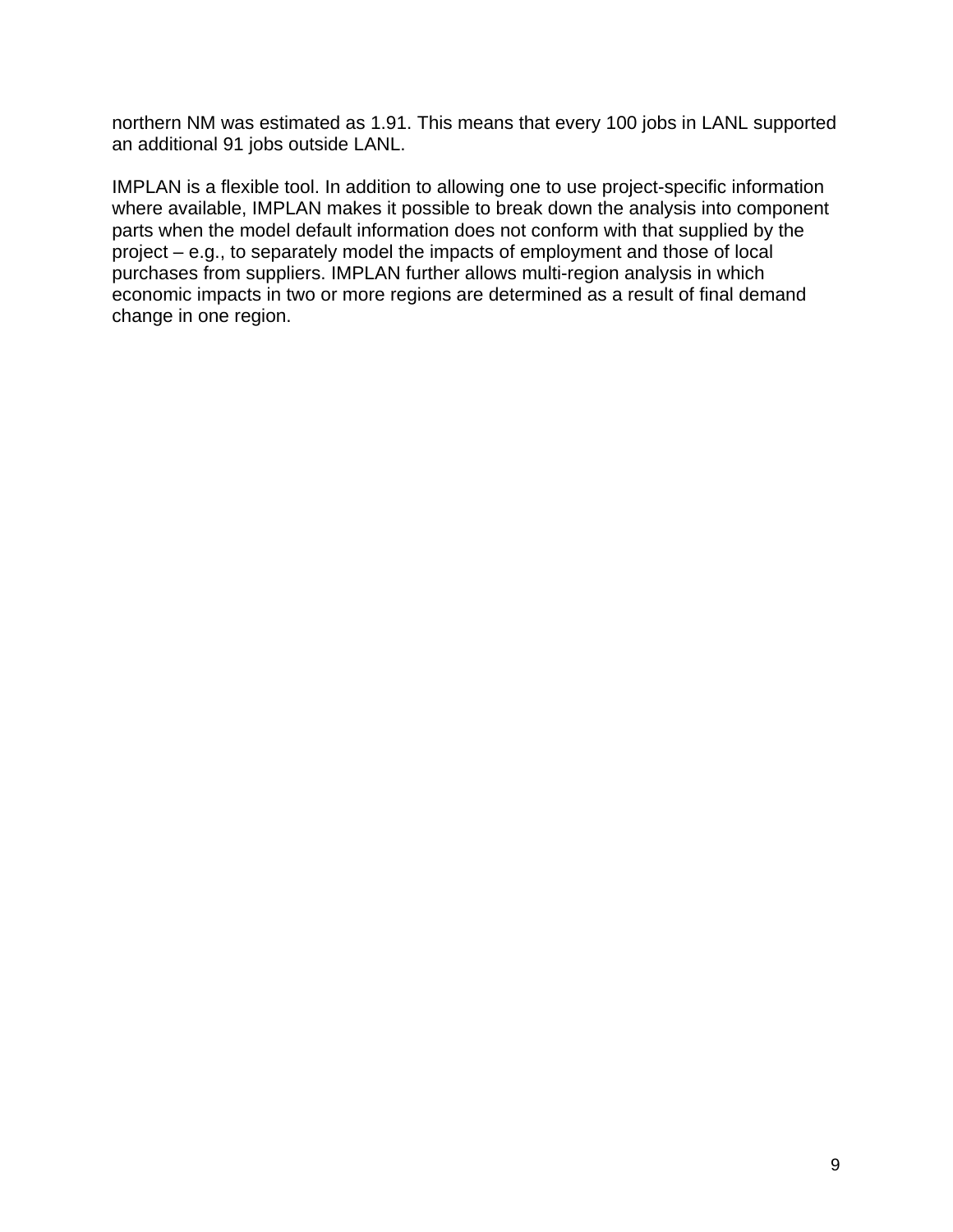northern NM was estimated as 1.91. This means that every 100 jobs in LANL supported an additional 91 jobs outside LANL.

IMPLAN is a flexible tool. In addition to allowing one to use project-specific information where available, IMPLAN makes it possible to break down the analysis into component parts when the model default information does not conform with that supplied by the project – e.g., to separately model the impacts of employment and those of local purchases from suppliers. IMPLAN further allows multi-region analysis in which economic impacts in two or more regions are determined as a result of final demand change in one region.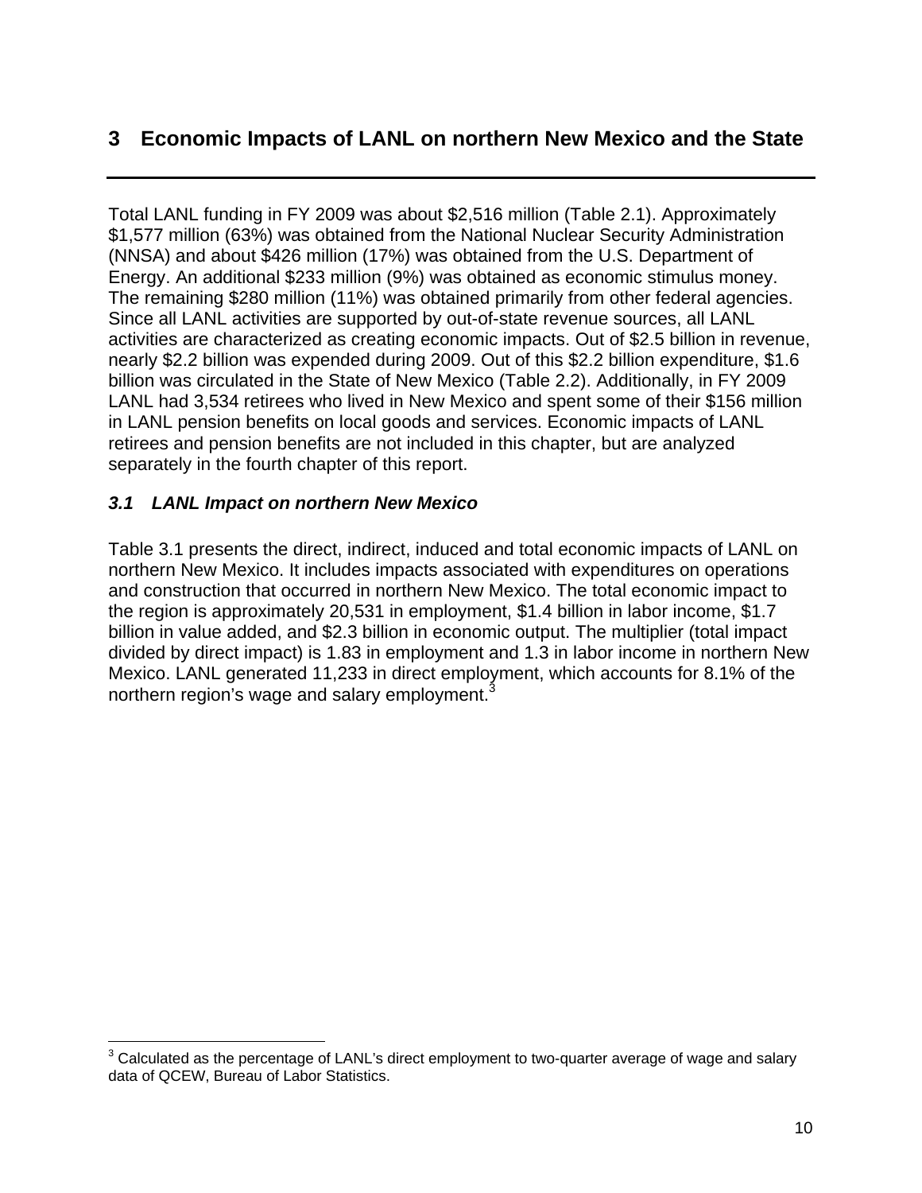# 3 Economic Impacts of LANL on northern New Mexico and the State

Total LANL funding in FY 2009 was about $2,516 million (Table 2.1). Approximately $1,577 million (63%) was obtained from the National Nuclear Security Administration (NNSA) and about $426 million (17%) was obtained from the U.S. Department of Energy. An additional $233 million (9%) was obtained as economic stimulus money. The remaining $280 million (11%) was obtained primarily from other federal agencies. Since all LANL activities are supported by out-of-state revenue sources, all LANL activities are characterized as creating economic impacts. Out of $2.5 billion in revenue, nearly $2.2 billion was expended during 2009. Out of this $2.2 billion expenditure, $1.6 billion was circulated in the State of New Mexico (Table 2.2). Additionally, in FY 2009 LANL had 3,534 retirees who lived in New Mexico and spent some of their $156 million in LANL pension benefits on local goods and services. Economic impacts of LANL retirees and pension benefits are not included in this chapter, but are analyzed separately in the fourth chapter of this report.

## *3.1 LANL Impact on northern New Mexico*

Table 3.1 presents the direct, indirect, induced and total economic impacts of LANL on northern New Mexico. It includes impacts associated with expenditures on operations and construction that occurred in northern New Mexico. The total economic impact to the region is approximately 20,531 in employment, $1.4 billion in labor income, $1.7 billion in value added, and $2.3 billion in economic output. The multiplier (total impact divided by direct impact) is 1.83 in employment and 1.3 in labor income in northern New Mexico. LANL generated 11,233 in direct employment, which accounts for 8.1% of the northern region's wage and salary employment.[3]

[3] Calculated as the percentage of LANL's direct employment to two-quarter average of wage and salary data of QCEW, Bureau of Labor Statistics.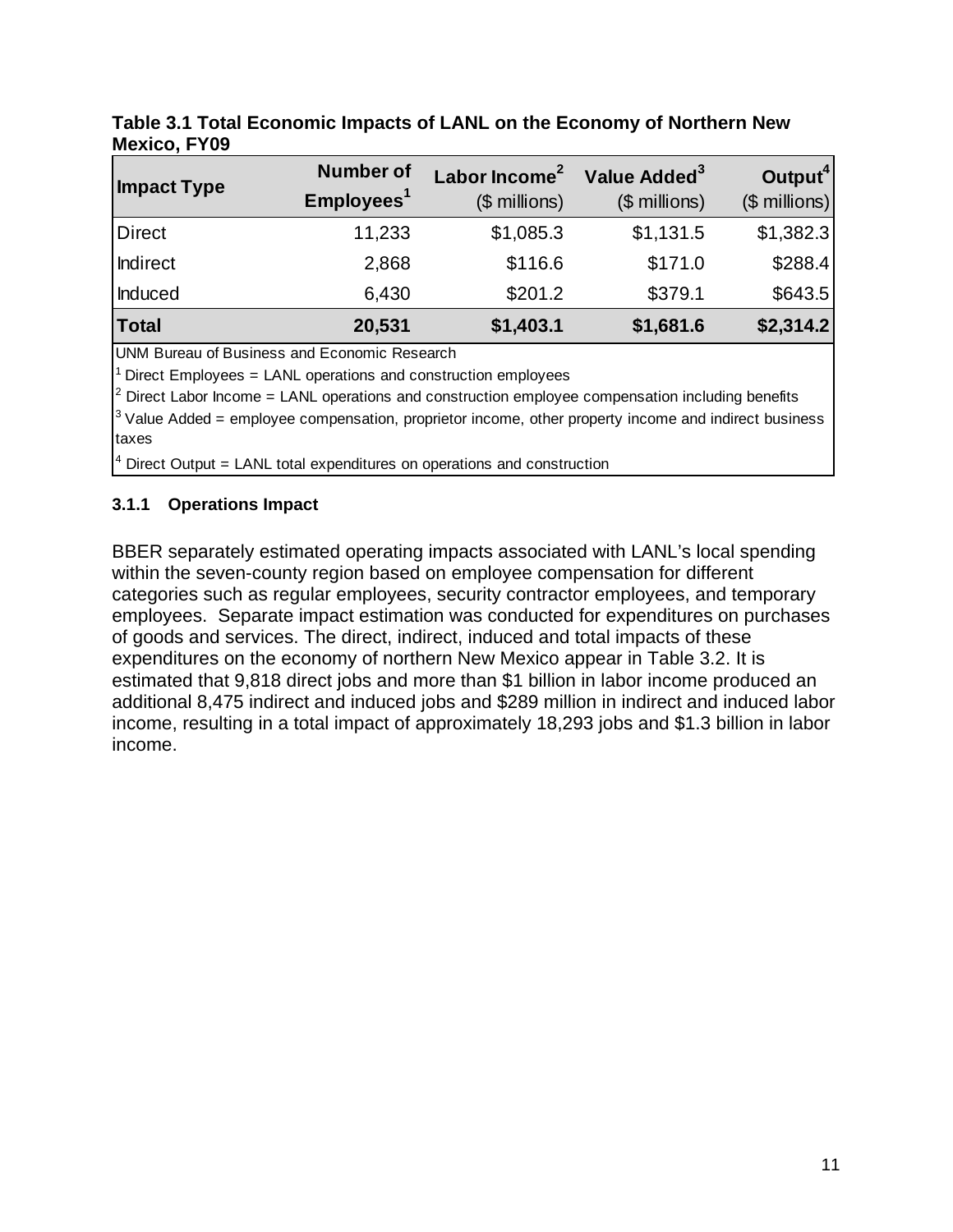**Table 3.1 Total Economic Impacts of LANL on the Economy of Northern New Mexico, FY09**

| Impact Type | Number of Employees[1] | Labor Income[2] ($ millions) | Value Added[3] ($ millions) | Output[4] ($ millions) |
|---|---|---|---|---|
| Direct | 11,233 | $1,085.3 | $1,131.5 | $1,382.3 |
| Indirect | 2,868 | $116.6 | $171.0 | $288.4 |
| Induced | 6,430 | $201.2 | $379.1 | $643.5 |
| **Total** | **20,531** | **$1,403.1** | **$1,681.6** | **$2,314.2** |

UNM Bureau of Business and Economic Research

[1] Direct Employees = LANL operations and construction employees

[2] Direct Labor Income = LANL operations and construction employee compensation including benefits

[3] Value Added = employee compensation, proprietor income, other property income and indirect business taxes

[4] Direct Output = LANL total expenditures on operations and construction

### 3.1.1 Operations Impact

BBER separately estimated operating impacts associated with LANL's local spending within the seven-county region based on employee compensation for different categories such as regular employees, security contractor employees, and temporary employees. Separate impact estimation was conducted for expenditures on purchases of goods and services. The direct, indirect, induced and total impacts of these expenditures on the economy of northern New Mexico appear in Table 3.2. It is estimated that 9,818 direct jobs and more than $1 billion in labor income produced an additional 8,475 indirect and induced jobs and $289 million in indirect and induced labor income, resulting in a total impact of approximately 18,293 jobs and $1.3 billion in labor income.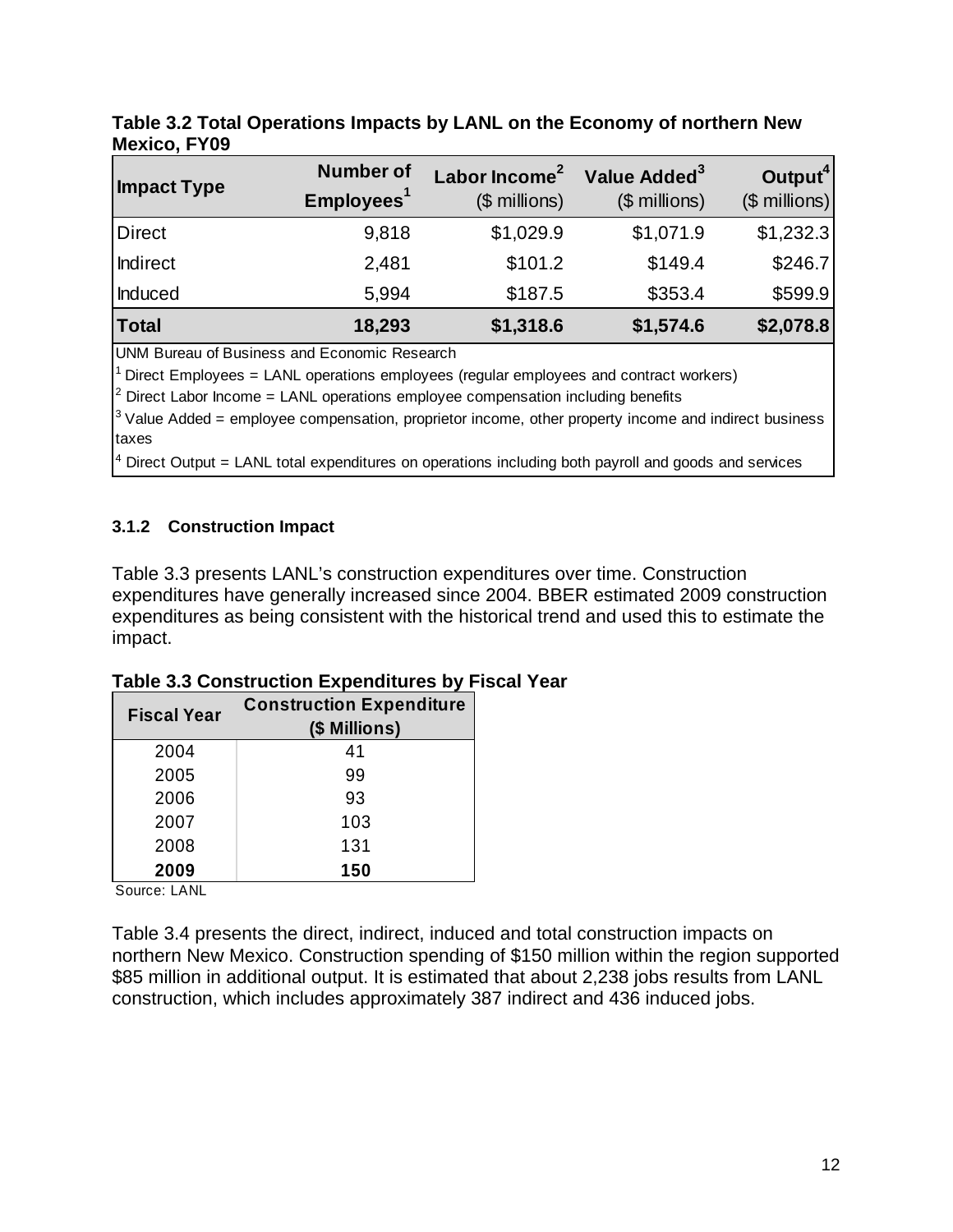**Table 3.2 Total Operations Impacts by LANL on the Economy of northern New Mexico, FY09**

| Impact Type | Number of Employees[1] | Labor Income[2] ($ millions) | Value Added[3] ($ millions) | Output[4] ($ millions) |
|---|---|---|---|---|
| Direct | 9,818 | $1,029.9 | $1,071.9 | $1,232.3 |
| Indirect | 2,481 | $101.2 | $149.4 | $246.7 |
| Induced | 5,994 | $187.5 | $353.4 | $599.9 |
| **Total** | **18,293** | **$1,318.6** | **$1,574.6** | **$2,078.8** |

UNM Bureau of Business and Economic Research

[1] Direct Employees = LANL operations employees (regular employees and contract workers)

[2] Direct Labor Income = LANL operations employee compensation including benefits

[3] Value Added = employee compensation, proprietor income, other property income and indirect business taxes

[4] Direct Output = LANL total expenditures on operations including both payroll and goods and services

### 3.1.2 Construction Impact

Table 3.3 presents LANL's construction expenditures over time. Construction expenditures have generally increased since 2004. BBER estimated 2009 construction expenditures as being consistent with the historical trend and used this to estimate the impact.

**Table 3.3 Construction Expenditures by Fiscal Year**

| Fiscal Year | Construction Expenditure ($ Millions) |
|---|---|
| 2004 | 41 |
| 2005 | 99 |
| 2006 | 93 |
| 2007 | 103 |
| 2008 | 131 |
| **2009** | **150** |

Source: LANL

Table 3.4 presents the direct, indirect, induced and total construction impacts on northern New Mexico. Construction spending of $150 million within the region supported $85 million in additional output. It is estimated that about 2,238 jobs results from LANL construction, which includes approximately 387 indirect and 436 induced jobs.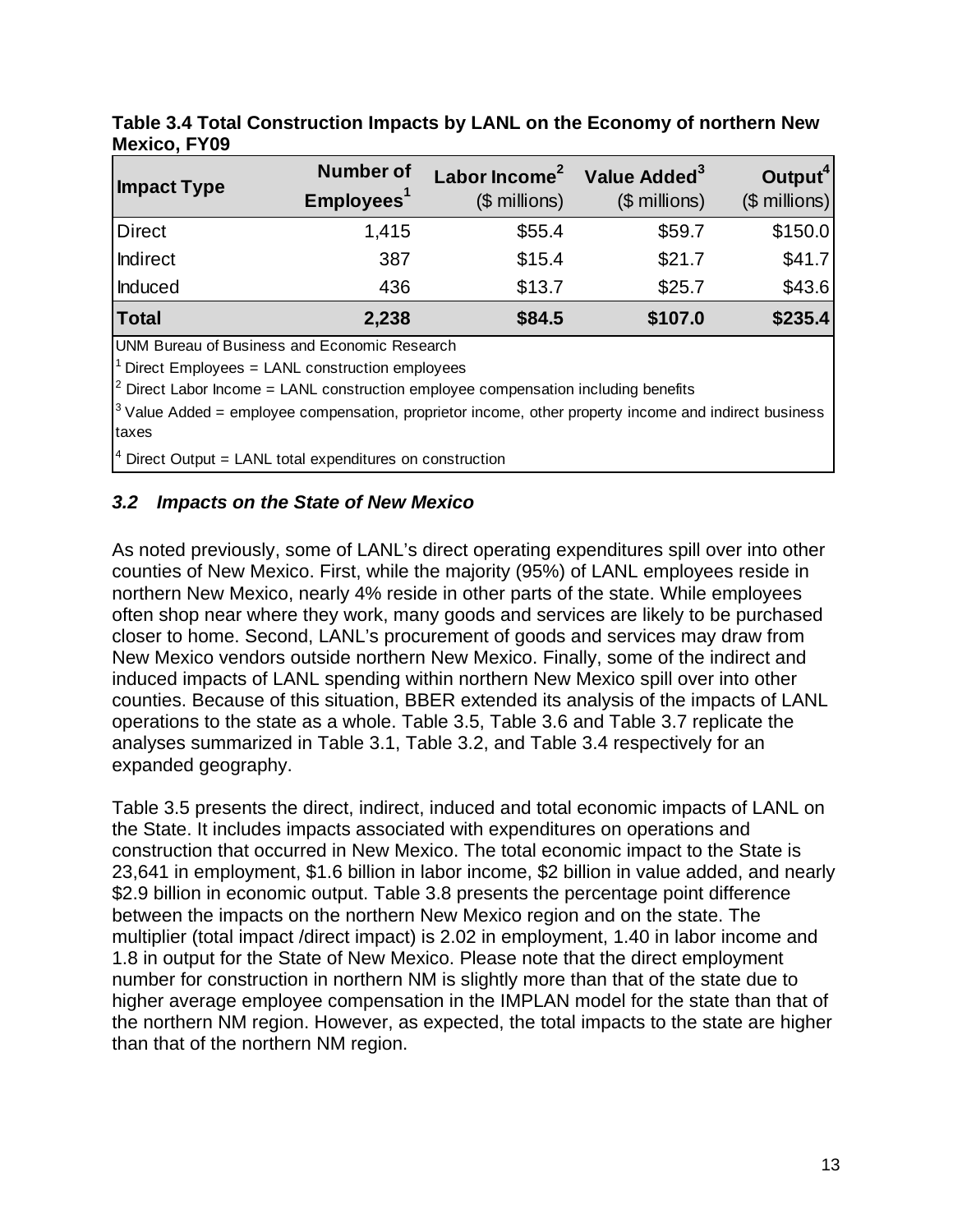**Table 3.4 Total Construction Impacts by LANL on the Economy of northern New Mexico, FY09**

| Impact Type | Number of Employees[1] | Labor Income[2] ($ millions) | Value Added[3] ($ millions) | Output[4] ($ millions) |
|---|---|---|---|---|
| Direct | 1,415 | $55.4 | $59.7 | $150.0 |
| Indirect | 387 | $15.4 | $21.7 | $41.7 |
| Induced | 436 | $13.7 | $25.7 | $43.6 |
| **Total** | **2,238** | **$84.5** | **$107.0** | **$235.4** |

UNM Bureau of Business and Economic Research

[1] Direct Employees = LANL construction employees

[2] Direct Labor Income = LANL construction employee compensation including benefits

[3] Value Added = employee compensation, proprietor income, other property income and indirect business taxes

[4] Direct Output = LANL total expenditures on construction

### *3.2 Impacts on the State of New Mexico*

As noted previously, some of LANL's direct operating expenditures spill over into other counties of New Mexico. First, while the majority (95%) of LANL employees reside in northern New Mexico, nearly 4% reside in other parts of the state. While employees often shop near where they work, many goods and services are likely to be purchased closer to home. Second, LANL's procurement of goods and services may draw from New Mexico vendors outside northern New Mexico. Finally, some of the indirect and induced impacts of LANL spending within northern New Mexico spill over into other counties. Because of this situation, BBER extended its analysis of the impacts of LANL operations to the state as a whole. Table 3.5, Table 3.6 and Table 3.7 replicate the analyses summarized in Table 3.1, Table 3.2, and Table 3.4 respectively for an expanded geography.

Table 3.5 presents the direct, indirect, induced and total economic impacts of LANL on the State. It includes impacts associated with expenditures on operations and construction that occurred in New Mexico. The total economic impact to the State is 23,641 in employment, $1.6 billion in labor income, $2 billion in value added, and nearly $2.9 billion in economic output. Table 3.8 presents the percentage point difference between the impacts on the northern New Mexico region and on the state. The multiplier (total impact /direct impact) is 2.02 in employment, 1.40 in labor income and 1.8 in output for the State of New Mexico. Please note that the direct employment number for construction in northern NM is slightly more than that of the state due to higher average employee compensation in the IMPLAN model for the state than that of the northern NM region. However, as expected, the total impacts to the state are higher than that of the northern NM region.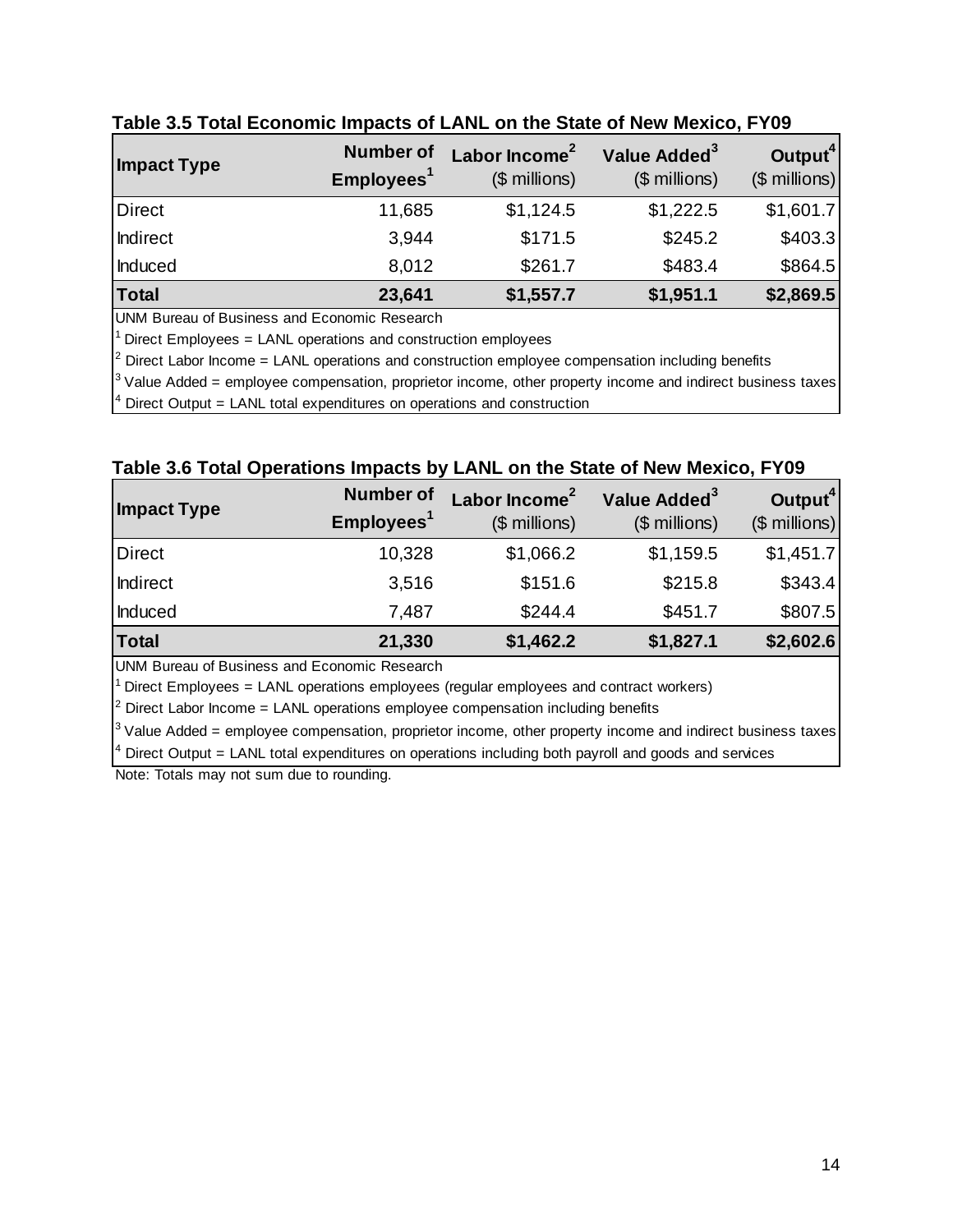**Table 3.5 Total Economic Impacts of LANL on the State of New Mexico, FY09**

| Impact Type | Number of Employees[1] | Labor Income[2] ($ millions) | Value Added[3] ($ millions) | Output[4] ($ millions) |
|---|---|---|---|---|
| Direct | 11,685 | $1,124.5 | $1,222.5 | $1,601.7 |
| Indirect | 3,944 | $171.5 | $245.2 | $403.3 |
| Induced | 8,012 | $261.7 | $483.4 | $864.5 |
| **Total** | **23,641** | **$1,557.7** | **$1,951.1** | **$2,869.5** |

UNM Bureau of Business and Economic Research

[1] Direct Employees = LANL operations and construction employees

[2] Direct Labor Income = LANL operations and construction employee compensation including benefits

[3] Value Added = employee compensation, proprietor income, other property income and indirect business taxes

[4] Direct Output = LANL total expenditures on operations and construction

**Table 3.6 Total Operations Impacts by LANL on the State of New Mexico, FY09**

| Impact Type | Number of Employees[1] | Labor Income[2] ($ millions) | Value Added[3] ($ millions) | Output[4] ($ millions) |
|---|---|---|---|---|
| Direct | 10,328 | $1,066.2 | $1,159.5 | $1,451.7 |
| Indirect | 3,516 | $151.6 | $215.8 | $343.4 |
| Induced | 7,487 | $244.4 | $451.7 | $807.5 |
| **Total** | **21,330** | **$1,462.2** | **$1,827.1** | **$2,602.6** |

UNM Bureau of Business and Economic Research

[1] Direct Employees = LANL operations employees (regular employees and contract workers)

[2] Direct Labor Income = LANL operations employee compensation including benefits

[3] Value Added = employee compensation, proprietor income, other property income and indirect business taxes

[4] Direct Output = LANL total expenditures on operations including both payroll and goods and services

Note: Totals may not sum due to rounding.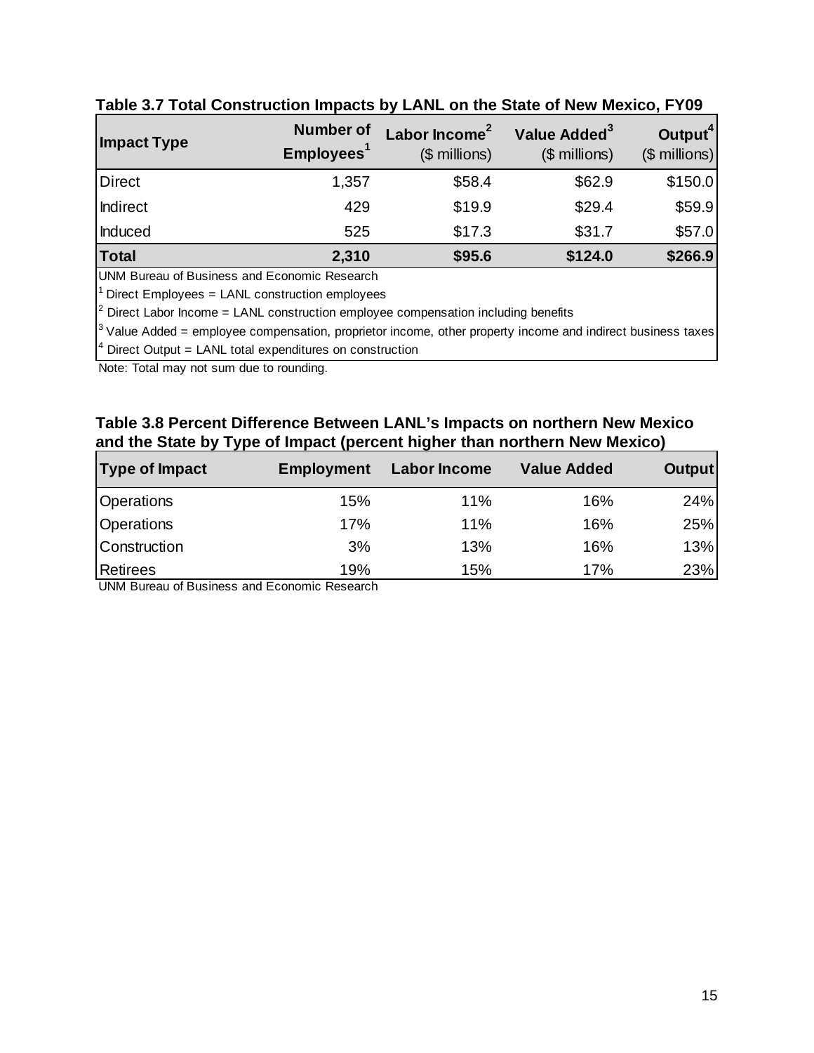**Table 3.7 Total Construction Impacts by LANL on the State of New Mexico, FY09**

| Impact Type | Number of Employees[1] | Labor Income[2] ($ millions) | Value Added[3] ($ millions) | Output[4] ($ millions) |
|---|---|---|---|---|
| Direct | 1,357 | $58.4 | $62.9 | $150.0 |
| Indirect | 429 | $19.9 | $29.4 | $59.9 |
| Induced | 525 | $17.3 | $31.7 | $57.0 |
| **Total** | **2,310** | **$95.6** | **$124.0** | **$266.9** |

UNM Bureau of Business and Economic Research

[1] Direct Employees = LANL construction employees

[2] Direct Labor Income = LANL construction employee compensation including benefits

[3] Value Added = employee compensation, proprietor income, other property income and indirect business taxes

[4] Direct Output = LANL total expenditures on construction

Note: Total may not sum due to rounding.

**Table 3.8 Percent Difference Between LANL's Impacts on northern New Mexico and the State by Type of Impact (percent higher than northern New Mexico)**

| Type of Impact | Employment | Labor Income | Value Added | Output |
|---|---|---|---|---|
| Operations | 15% | 11% | 16% | 24% |
| Operations | 17% | 11% | 16% | 25% |
| Construction | 3% | 13% | 16% | 13% |
| Retirees | 19% | 15% | 17% | 23% |

UNM Bureau of Business and Economic Research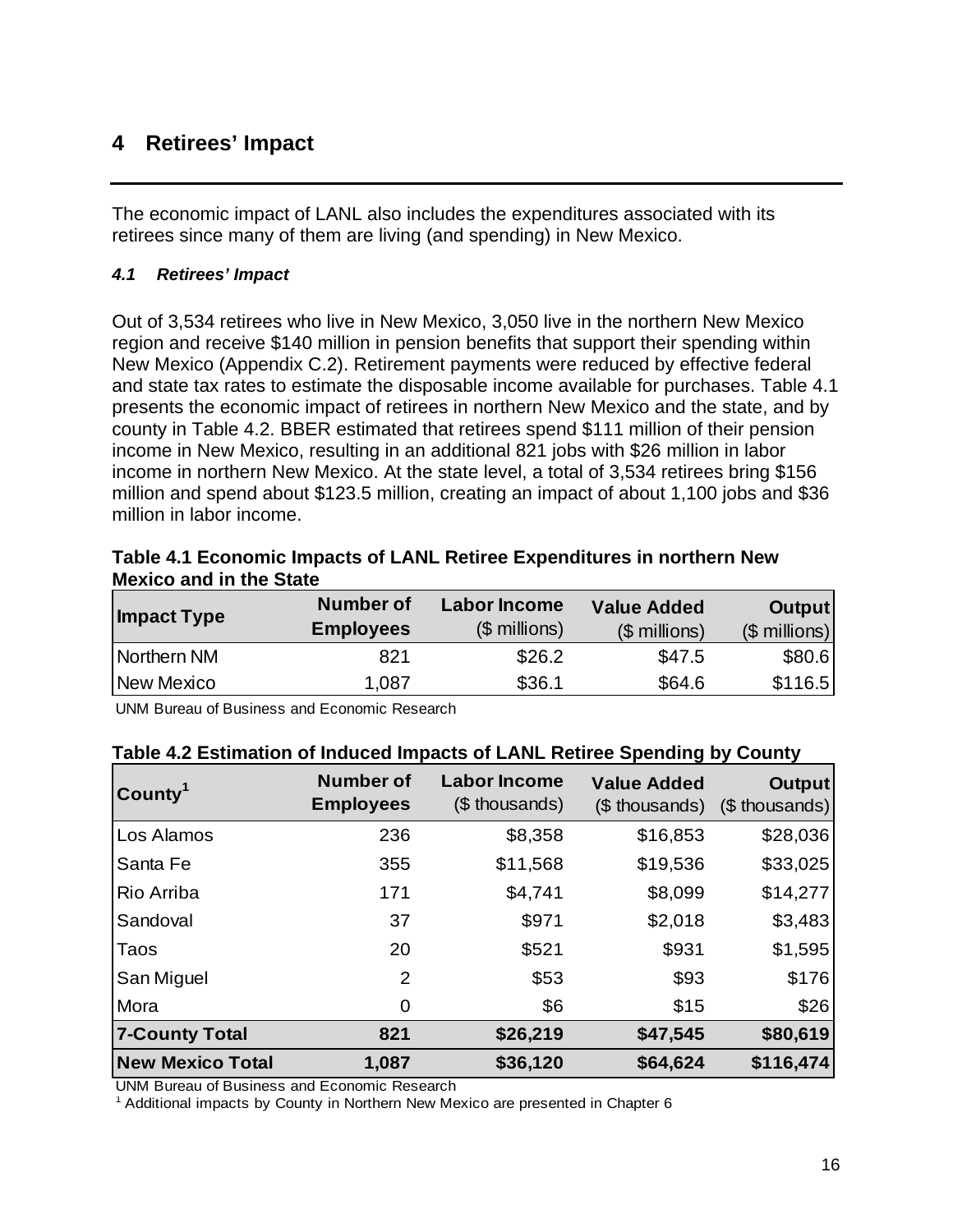# 4 Retirees' Impact

The economic impact of LANL also includes the expenditures associated with its retirees since many of them are living (and spending) in New Mexico.

### *4.1 Retirees' Impact*

Out of 3,534 retirees who live in New Mexico, 3,050 live in the northern New Mexico region and receive $140 million in pension benefits that support their spending within New Mexico (Appendix C.2). Retirement payments were reduced by effective federal and state tax rates to estimate the disposable income available for purchases. Table 4.1 presents the economic impact of retirees in northern New Mexico and the state, and by county in Table 4.2. BBER estimated that retirees spend $111 million of their pension income in New Mexico, resulting in an additional 821 jobs with $26 million in labor income in northern New Mexico. At the state level, a total of 3,534 retirees bring $156 million and spend about $123.5 million, creating an impact of about 1,100 jobs and $36 million in labor income.

**Table 4.1 Economic Impacts of LANL Retiree Expenditures in northern New Mexico and in the State**

| Impact Type | Number of Employees | Labor Income ($ millions) | Value Added ($ millions) | Output ($ millions) |
|---|---|---|---|---|
| Northern NM | 821 | $26.2 | $47.5 | $80.6 |
| New Mexico | 1,087 | $36.1 | $64.6 | $116.5 |

UNM Bureau of Business and Economic Research

**Table 4.2 Estimation of Induced Impacts of LANL Retiree Spending by County**

| County[1] | Number of Employees | Labor Income ($ thousands) | Value Added ($ thousands) | Output ($ thousands) |
|---|---|---|---|---|
| Los Alamos | 236 | $8,358 | $16,853 | $28,036 |
| Santa Fe | 355 | $11,568 | $19,536 | $33,025 |
| Rio Arriba | 171 | $4,741 | $8,099 | $14,277 |
| Sandoval | 37 | $971 | $2,018 | $3,483 |
| Taos | 20 | $521 | $931 | $1,595 |
| San Miguel | 2 | $53 | $93 | $176 |
| Mora | 0 | $6 | $15 | $26 |
| **7-County Total** | **821** | **$26,219** | **$47,545** | **$80,619** |
| **New Mexico Total** | **1,087** | **$36,120** | **$64,624** | **$116,474** |

UNM Bureau of Business and Economic Research

[1] Additional impacts by County in Northern New Mexico are presented in Chapter 6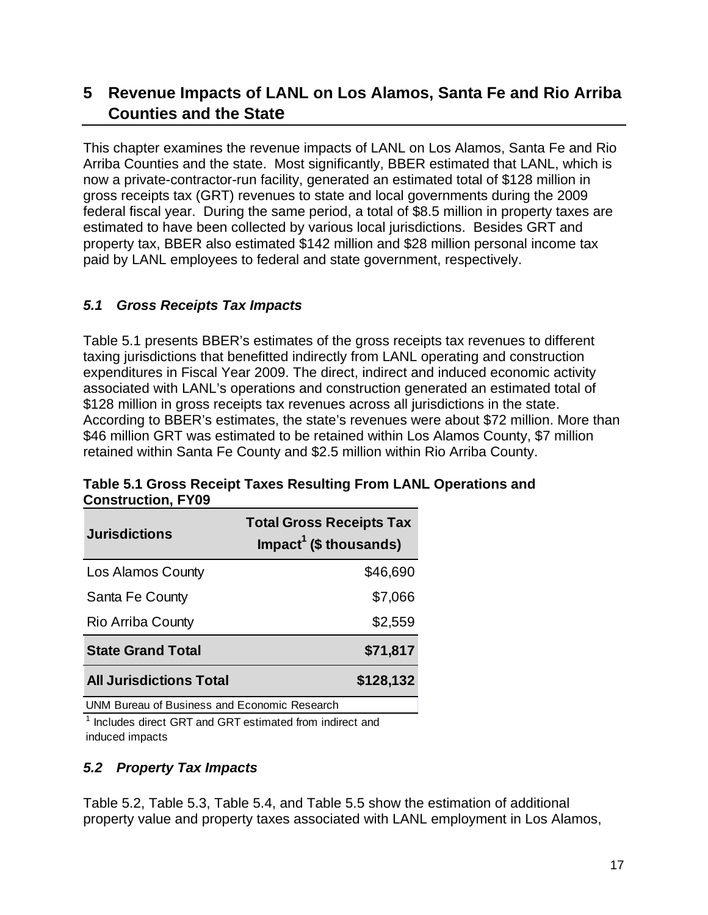# 5 Revenue Impacts of LANL on Los Alamos, Santa Fe and Rio Arriba Counties and the State

This chapter examines the revenue impacts of LANL on Los Alamos, Santa Fe and Rio Arriba Counties and the state. Most significantly, BBER estimated that LANL, which is now a private-contractor-run facility, generated an estimated total of $128 million in gross receipts tax (GRT) revenues to state and local governments during the 2009 federal fiscal year. During the same period, a total of $8.5 million in property taxes are estimated to have been collected by various local jurisdictions. Besides GRT and property tax, BBER also estimated $142 million and $28 million personal income tax paid by LANL employees to federal and state government, respectively.

## *5.1 Gross Receipts Tax Impacts*

Table 5.1 presents BBER's estimates of the gross receipts tax revenues to different taxing jurisdictions that benefitted indirectly from LANL operating and construction expenditures in Fiscal Year 2009. The direct, indirect and induced economic activity associated with LANL's operations and construction generated an estimated total of $128 million in gross receipts tax revenues across all jurisdictions in the state. According to BBER's estimates, the state's revenues were about $72 million. More than $46 million GRT was estimated to be retained within Los Alamos County, $7 million retained within Santa Fe County and $2.5 million within Rio Arriba County.

**Table 5.1 Gross Receipt Taxes Resulting From LANL Operations and Construction, FY09**

| Jurisdictions | Total Gross Receipts Tax Impact[1] ($ thousands) |
|---|---|
| Los Alamos County | $46,690 |
| Santa Fe County | $7,066 |
| Rio Arriba County | $2,559 |
| **State Grand Total** | **$71,817** |
| **All Jurisdictions Total** | **$128,132** |

UNM Bureau of Business and Economic Research

[1] Includes direct GRT and GRT estimated from indirect and induced impacts

## *5.2 Property Tax Impacts*

Table 5.2, Table 5.3, Table 5.4, and Table 5.5 show the estimation of additional property value and property taxes associated with LANL employment in Los Alamos,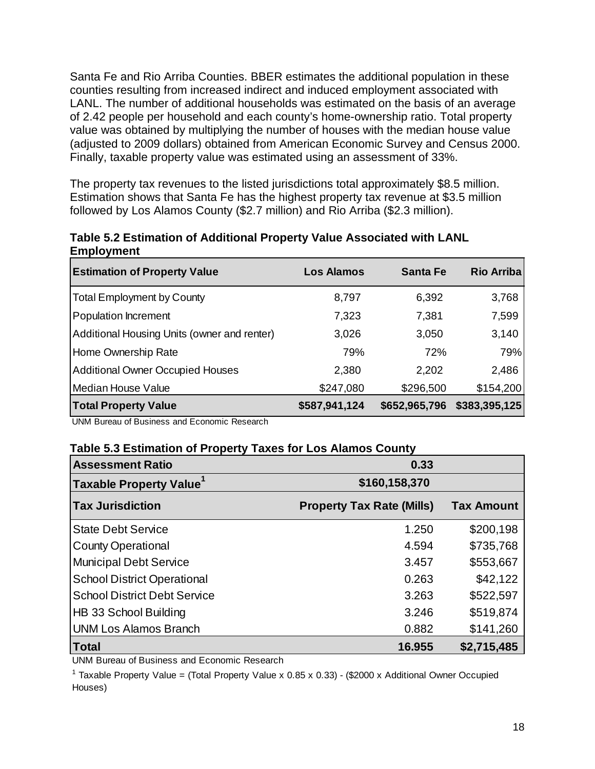Santa Fe and Rio Arriba Counties. BBER estimates the additional population in these counties resulting from increased indirect and induced employment associated with LANL. The number of additional households was estimated on the basis of an average of 2.42 people per household and each county's home-ownership ratio. Total property value was obtained by multiplying the number of houses with the median house value (adjusted to 2009 dollars) obtained from American Economic Survey and Census 2000. Finally, taxable property value was estimated using an assessment of 33%.

The property tax revenues to the listed jurisdictions total approximately $8.5 million. Estimation shows that Santa Fe has the highest property tax revenue at $3.5 million followed by Los Alamos County ($2.7 million) and Rio Arriba ($2.3 million).

**Table 5.2 Estimation of Additional Property Value Associated with LANL Employment**

| Estimation of Property Value | Los Alamos | Santa Fe | Rio Arriba |
|---|---|---|---|
| Total Employment by County | 8,797 | 6,392 | 3,768 |
| Population Increment | 7,323 | 7,381 | 7,599 |
| Additional Housing Units (owner and renter) | 3,026 | 3,050 | 3,140 |
| Home Ownership Rate | 79% | 72% | 79% |
| Additional Owner Occupied Houses | 2,380 | 2,202 | 2,486 |
| Median House Value | $247,080 | $296,500 | $154,200 |
| **Total Property Value** | **$587,941,124** | **$652,965,796** | **$383,395,125** |

UNM Bureau of Business and Economic Research

**Table 5.3 Estimation of Property Taxes for Los Alamos County**

| Assessment Ratio | 0.33 | |
|---|---|---|
| **Taxable Property Value[1]** | **$160,158,370** | |
| **Tax Jurisdiction** | **Property Tax Rate (Mills)** | **Tax Amount** |
| State Debt Service | 1.250 | $200,198 |
| County Operational | 4.594 | $735,768 |
| Municipal Debt Service | 3.457 | $553,667 |
| School District Operational | 0.263 | $42,122 |
| School District Debt Service | 3.263 | $522,597 |
| HB 33 School Building | 3.246 | $519,874 |
| UNM Los Alamos Branch | 0.882 | $141,260 |
| **Total** | **16.955** | **$2,715,485** |

UNM Bureau of Business and Economic Research

[1] Taxable Property Value = (Total Property Value x 0.85 x 0.33) - ($2000 x Additional Owner Occupied Houses)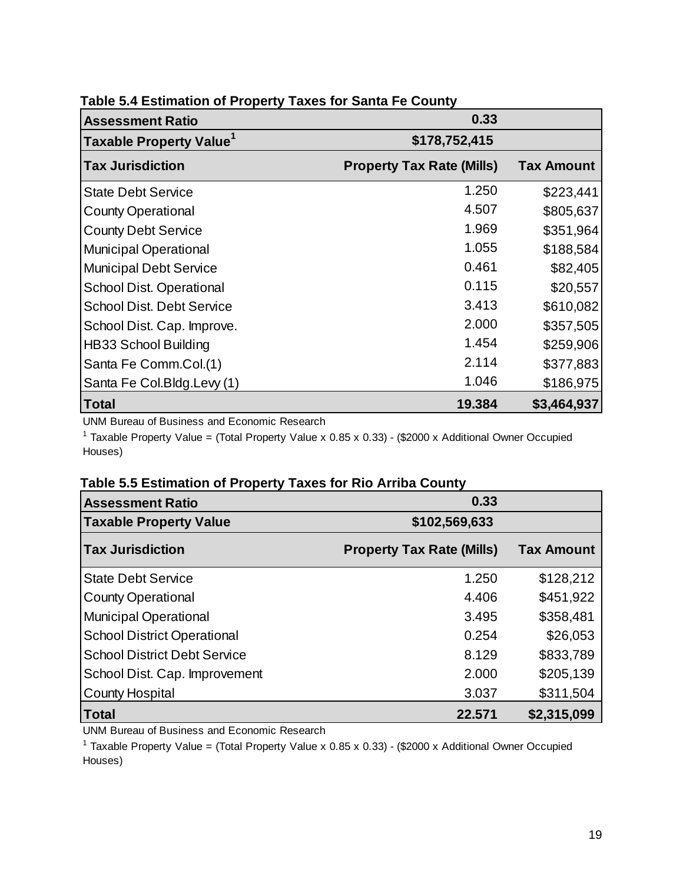**Table 5.4 Estimation of Property Taxes for Santa Fe County**

| **Assessment Ratio** | **0.33** | |
|---|---|---|
| **Taxable Property Value**[1] | **$178,752,415** | |
| **Tax Jurisdiction** | **Property Tax Rate (Mills)** | **Tax Amount** |
| State Debt Service | 1.250 | $223,441 |
| County Operational | 4.507 | $805,637 |
| County Debt Service | 1.969 | $351,964 |
| Municipal Operational | 1.055 | $188,584 |
| Municipal Debt Service | 0.461 | $82,405 |
| School Dist. Operational | 0.115 | $20,557 |
| School Dist. Debt Service | 3.413 | $610,082 |
| School Dist. Cap. Improve. | 2.000 | $357,505 |
| HB33 School Building | 1.454 | $259,906 |
| Santa Fe Comm.Col.(1) | 2.114 | $377,883 |
| Santa Fe Col.Bldg.Levy (1) | 1.046 | $186,975 |
| **Total** | **19.384** | **$3,464,937** |

UNM Bureau of Business and Economic Research

[1] Taxable Property Value = (Total Property Value x 0.85 x 0.33) - ($2000 x Additional Owner Occupied Houses)

**Table 5.5 Estimation of Property Taxes for Rio Arriba County**

| **Assessment Ratio** | **0.33** | |
|---|---|---|
| **Taxable Property Value** | **$102,569,633** | |
| **Tax Jurisdiction** | **Property Tax Rate (Mills)** | **Tax Amount** |
| State Debt Service | 1.250 | $128,212 |
| County Operational | 4.406 | $451,922 |
| Municipal Operational | 3.495 | $358,481 |
| School District Operational | 0.254 | $26,053 |
| School District Debt Service | 8.129 | $833,789 |
| School Dist. Cap. Improvement | 2.000 | $205,139 |
| County Hospital | 3.037 | $311,504 |
| **Total** | **22.571** | **$2,315,099** |

UNM Bureau of Business and Economic Research

[1] Taxable Property Value = (Total Property Value x 0.85 x 0.33) - ($2000 x Additional Owner Occupied Houses)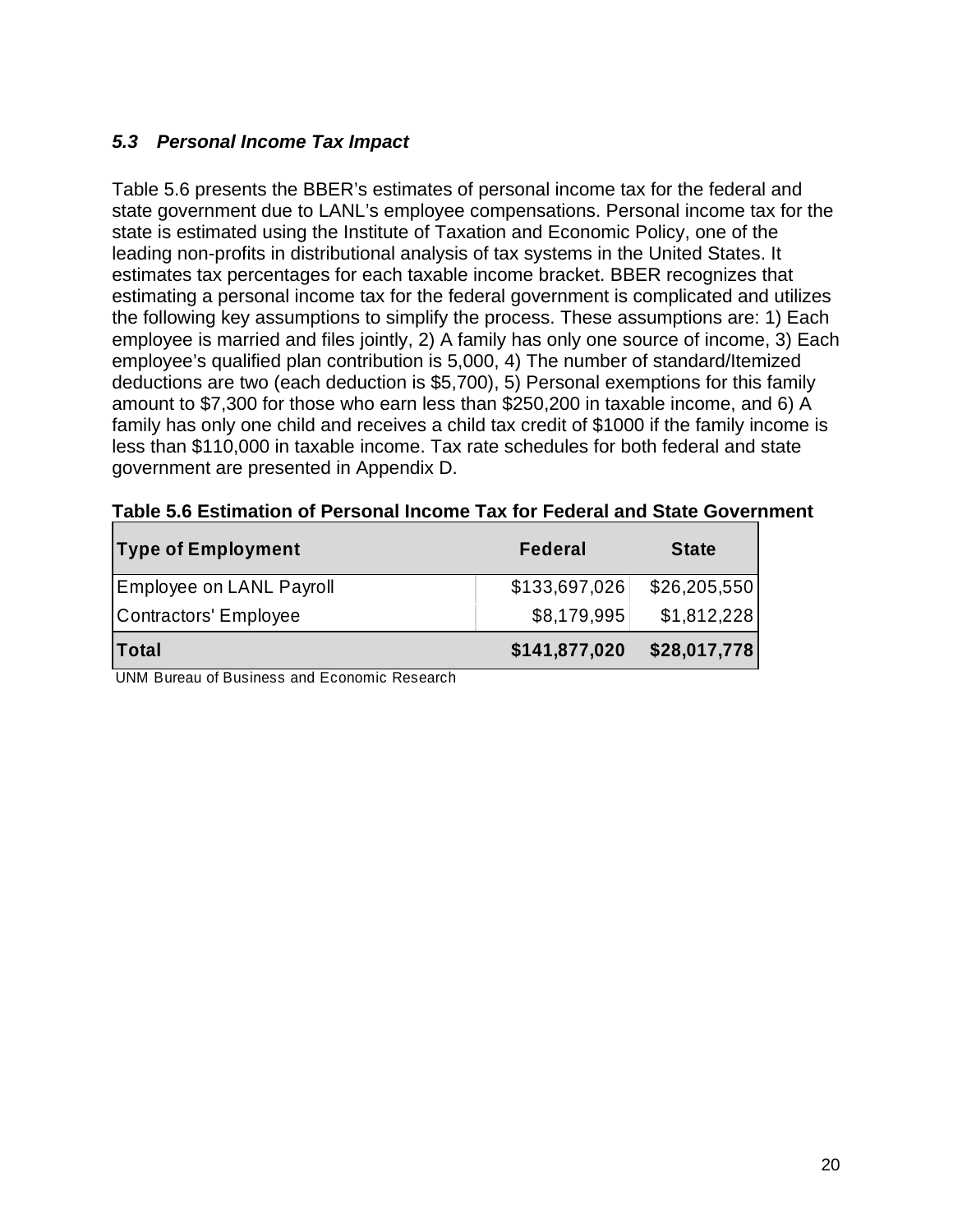### *5.3 Personal Income Tax Impact*

Table 5.6 presents the BBER's estimates of personal income tax for the federal and state government due to LANL's employee compensations. Personal income tax for the state is estimated using the Institute of Taxation and Economic Policy, one of the leading non-profits in distributional analysis of tax systems in the United States. It estimates tax percentages for each taxable income bracket. BBER recognizes that estimating a personal income tax for the federal government is complicated and utilizes the following key assumptions to simplify the process. These assumptions are: 1) Each employee is married and files jointly, 2) A family has only one source of income, 3) Each employee's qualified plan contribution is 5,000, 4) The number of standard/Itemized deductions are two (each deduction is $5,700), 5) Personal exemptions for this family amount to $7,300 for those who earn less than $250,200 in taxable income, and 6) A family has only one child and receives a child tax credit of $1000 if the family income is less than $110,000 in taxable income. Tax rate schedules for both federal and state government are presented in Appendix D.

**Table 5.6 Estimation of Personal Income Tax for Federal and State Government**

| Type of Employment | Federal | State |
|---|---|---|
| Employee on LANL Payroll | $133,697,026 | $26,205,550 |
| Contractors' Employee | $8,179,995 | $1,812,228 |
| **Total** | **$141,877,020** | **$28,017,778** |

UNM Bureau of Business and Economic Research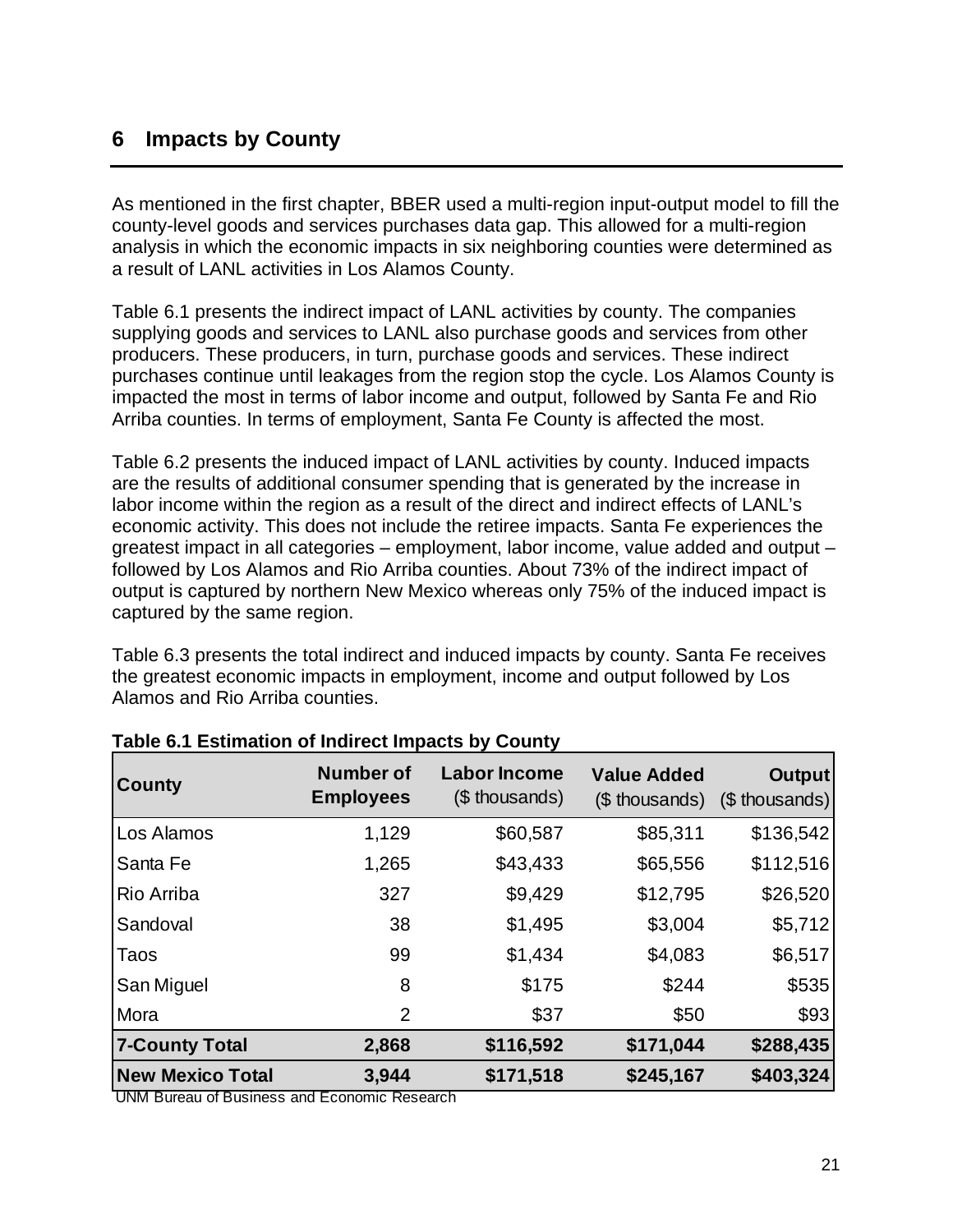## 6 Impacts by County

As mentioned in the first chapter, BBER used a multi-region input-output model to fill the county-level goods and services purchases data gap. This allowed for a multi-region analysis in which the economic impacts in six neighboring counties were determined as a result of LANL activities in Los Alamos County.

Table 6.1 presents the indirect impact of LANL activities by county. The companies supplying goods and services to LANL also purchase goods and services from other producers. These producers, in turn, purchase goods and services. These indirect purchases continue until leakages from the region stop the cycle. Los Alamos County is impacted the most in terms of labor income and output, followed by Santa Fe and Rio Arriba counties. In terms of employment, Santa Fe County is affected the most.

Table 6.2 presents the induced impact of LANL activities by county. Induced impacts are the results of additional consumer spending that is generated by the increase in labor income within the region as a result of the direct and indirect effects of LANL's economic activity. This does not include the retiree impacts. Santa Fe experiences the greatest impact in all categories – employment, labor income, value added and output – followed by Los Alamos and Rio Arriba counties. About 73% of the indirect impact of output is captured by northern New Mexico whereas only 75% of the induced impact is captured by the same region.

Table 6.3 presents the total indirect and induced impacts by county. Santa Fe receives the greatest economic impacts in employment, income and output followed by Los Alamos and Rio Arriba counties.

**Table 6.1 Estimation of Indirect Impacts by County**

| County | Number of Employees | Labor Income ($ thousands) | Value Added ($ thousands) | Output ($ thousands) |
|---|---|---|---|---|
| Los Alamos | 1,129 | $60,587 | $85,311 | $136,542 |
| Santa Fe | 1,265 | $43,433 | $65,556 | $112,516 |
| Rio Arriba | 327 | $9,429 | $12,795 | $26,520 |
| Sandoval | 38 | $1,495 | $3,004 | $5,712 |
| Taos | 99 | $1,434 | $4,083 | $6,517 |
| San Miguel | 8 | $175 | $244 | $535 |
| Mora | 2 | $37 | $50 | $93 |
| **7-County Total** | **2,868** | **$116,592** | **$171,044** | **$288,435** |
| **New Mexico Total** | **3,944** | **$171,518** | **$245,167** | **$403,324** |

UNM Bureau of Business and Economic Research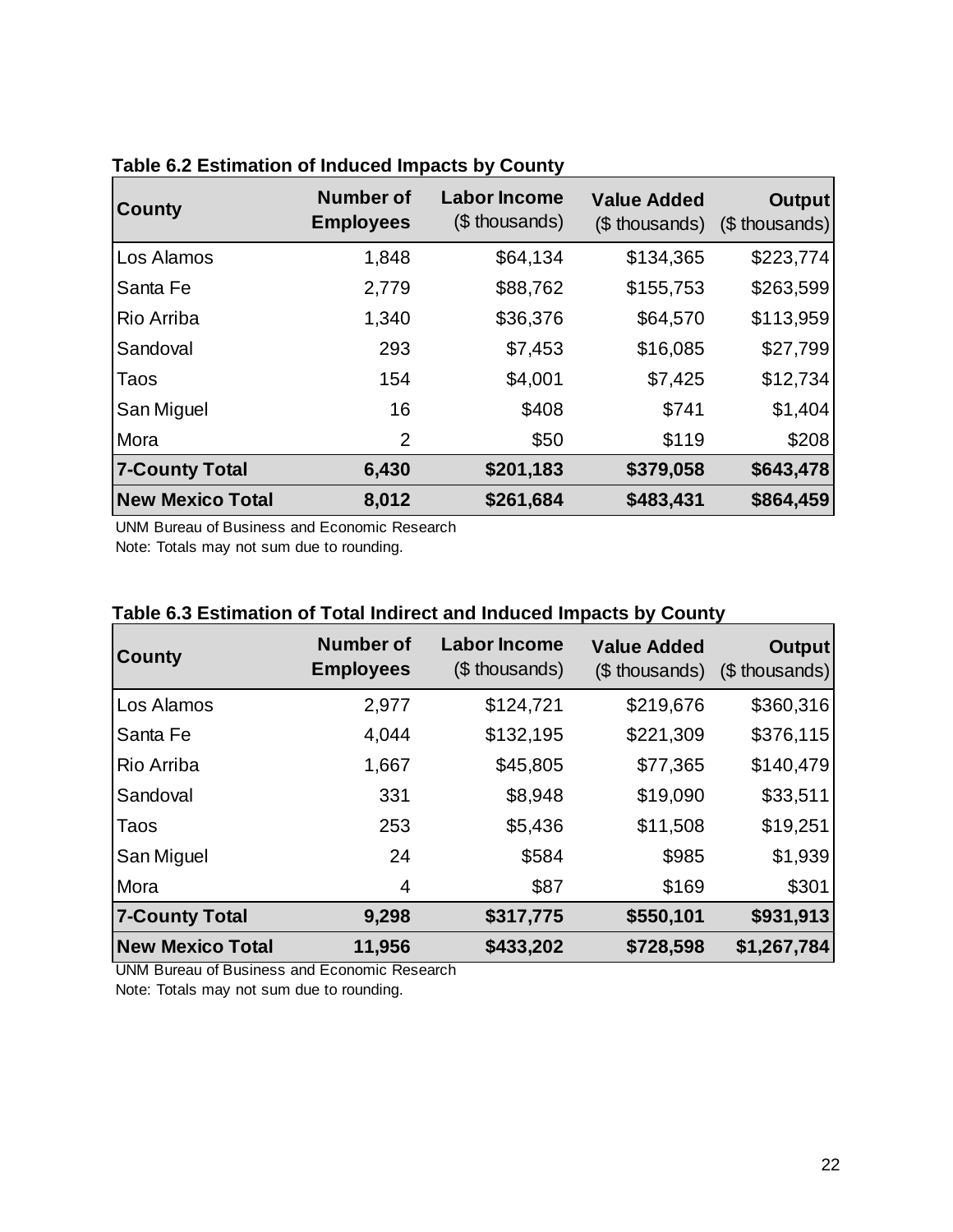**Table 6.2 Estimation of Induced Impacts by County**

| County | Number of Employees | Labor Income ($ thousands) | Value Added ($ thousands) | Output ($ thousands) |
|---|---|---|---|---|
| Los Alamos | 1,848 | $64,134 | $134,365 | $223,774 |
| Santa Fe | 2,779 | $88,762 | $155,753 | $263,599 |
| Rio Arriba | 1,340 | $36,376 | $64,570 | $113,959 |
| Sandoval | 293 | $7,453 | $16,085 | $27,799 |
| Taos | 154 | $4,001 | $7,425 | $12,734 |
| San Miguel | 16 | $408 | $741 | $1,404 |
| Mora | 2 | $50 | $119 | $208 |
| **7-County Total** | **6,430** | **$201,183** | **$379,058** | **$643,478** |
| **New Mexico Total** | **8,012** | **$261,684** | **$483,431** | **$864,459** |

UNM Bureau of Business and Economic Research
Note: Totals may not sum due to rounding.

**Table 6.3 Estimation of Total Indirect and Induced Impacts by County**

| County | Number of Employees | Labor Income ($ thousands) | Value Added ($ thousands) | Output ($ thousands) |
|---|---|---|---|---|
| Los Alamos | 2,977 | $124,721 | $219,676 | $360,316 |
| Santa Fe | 4,044 | $132,195 | $221,309 | $376,115 |
| Rio Arriba | 1,667 | $45,805 | $77,365 | $140,479 |
| Sandoval | 331 | $8,948 | $19,090 | $33,511 |
| Taos | 253 | $5,436 | $11,508 | $19,251 |
| San Miguel | 24 | $584 | $985 | $1,939 |
| Mora | 4 | $87 | $169 | $301 |
| **7-County Total** | **9,298** | **$317,775** | **$550,101** | **$931,913** |
| **New Mexico Total** | **11,956** | **$433,202** | **$728,598** | **$1,267,784** |

UNM Bureau of Business and Economic Research
Note: Totals may not sum due to rounding.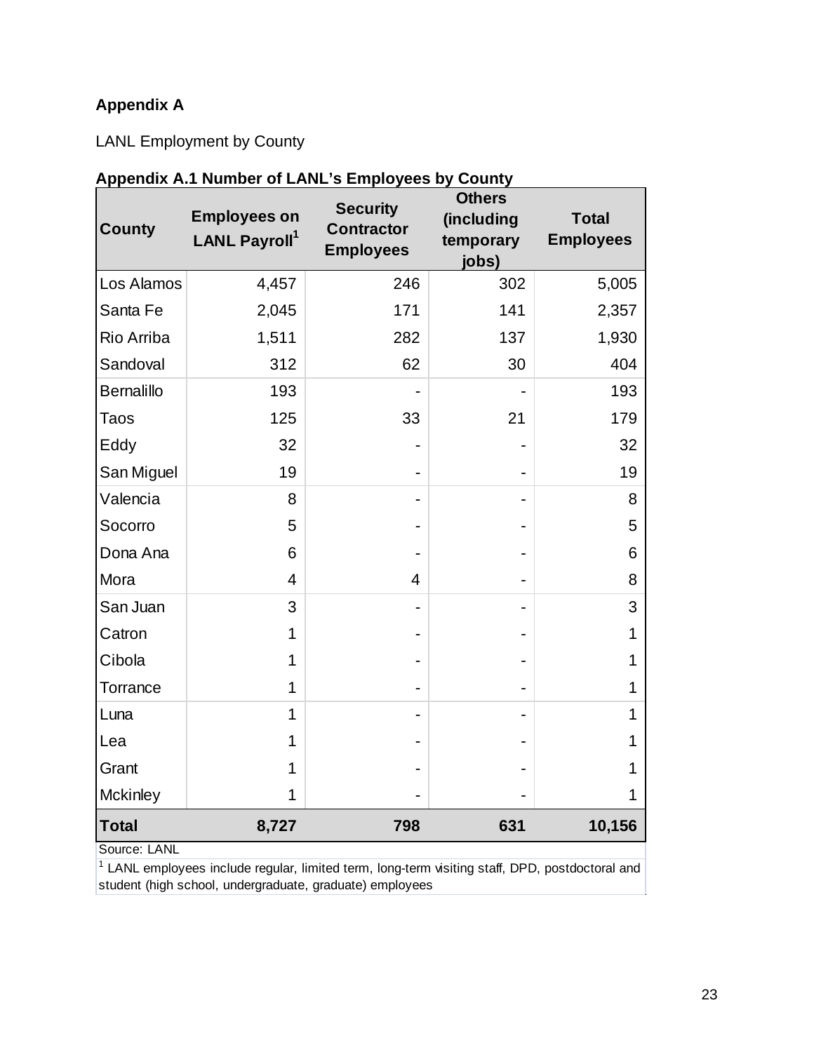**Appendix A**

LANL Employment by County

**Appendix A.1 Number of LANL's Employees by County**

| County | Employees on LANL Payroll[1] | Security Contractor Employees | Others (including temporary jobs) | Total Employees |
|---|---|---|---|---|
| Los Alamos | 4,457 | 246 | 302 | 5,005 |
| Santa Fe | 2,045 | 171 | 141 | 2,357 |
| Rio Arriba | 1,511 | 282 | 137 | 1,930 |
| Sandoval | 312 | 62 | 30 | 404 |
| Bernalillo | 193 | - | - | 193 |
| Taos | 125 | 33 | 21 | 179 |
| Eddy | 32 | - | - | 32 |
| San Miguel | 19 | - | - | 19 |
| Valencia | 8 | - | - | 8 |
| Socorro | 5 | - | - | 5 |
| Dona Ana | 6 | - | - | 6 |
| Mora | 4 | 4 | - | 8 |
| San Juan | 3 | - | - | 3 |
| Catron | 1 | - | - | 1 |
| Cibola | 1 | - | - | 1 |
| Torrance | 1 | - | - | 1 |
| Luna | 1 | - | - | 1 |
| Lea | 1 | - | - | 1 |
| Grant | 1 | - | - | 1 |
| Mckinley | 1 | - | - | 1 |
| **Total** | **8,727** | **798** | **631** | **10,156** |

Source: LANL

[1] LANL employees include regular, limited term, long-term visiting staff, DPD, postdoctoral and student (high school, undergraduate, graduate) employees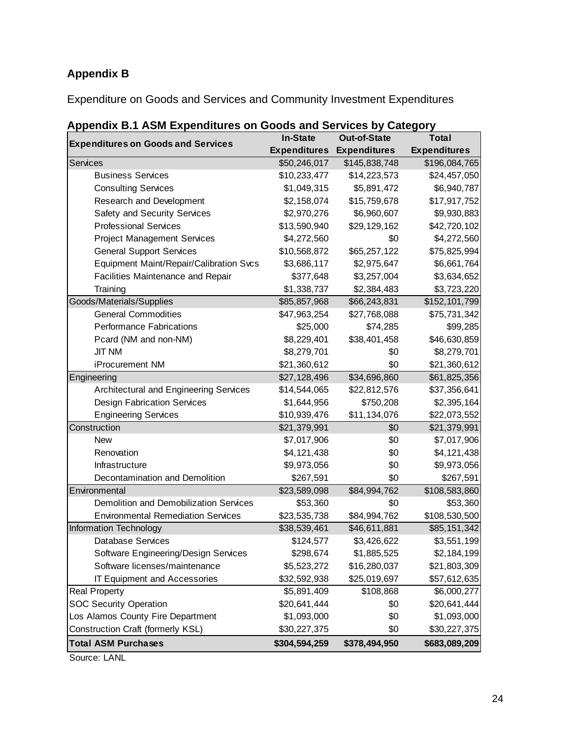## Appendix B

Expenditure on Goods and Services and Community Investment Expenditures

**Appendix B.1 ASM Expenditures on Goods and Services by Category**

| Expenditures on Goods and Services | In-State Expenditures | Out-of-State Expenditures | Total Expenditures |
|---|---|---|---|
| Services | $50,246,017 | $145,838,748 | $196,084,765 |
| Business Services | $10,233,477 | $14,223,573 | $24,457,050 |
| Consulting Services | $1,049,315 | $5,891,472 | $6,940,787 |
| Research and Development | $2,158,074 | $15,759,678 | $17,917,752 |
| Safety and Security Services | $2,970,276 | $6,960,607 | $9,930,883 |
| Professional Services | $13,590,940 | $29,129,162 | $42,720,102 |
| Project Management Services | $4,272,560 | $0 | $4,272,560 |
| General Support Services | $10,568,872 | $65,257,122 | $75,825,994 |
| Equipment Maint/Repair/Calibration Svcs | $3,686,117 | $2,975,647 | $6,661,764 |
| Facilities Maintenance and Repair | $377,648 | $3,257,004 | $3,634,652 |
| Training | $1,338,737 | $2,384,483 | $3,723,220 |
| Goods/Materials/Supplies | $85,857,968 | $66,243,831 | $152,101,799 |
| General Commodities | $47,963,254 | $27,768,088 | $75,731,342 |
| Performance Fabrications | $25,000 | $74,285 | $99,285 |
| Pcard (NM and non-NM) | $8,229,401 | $38,401,458 | $46,630,859 |
| JIT NM | $8,279,701 | $0 | $8,279,701 |
| iProcurement NM | $21,360,612 | $0 | $21,360,612 |
| Engineering | $27,128,496 | $34,696,860 | $61,825,356 |
| Architectural and Engineering Services | $14,544,065 | $22,812,576 | $37,356,641 |
| Design Fabrication Services | $1,644,956 | $750,208 | $2,395,164 |
| Engineering Services | $10,939,476 | $11,134,076 | $22,073,552 |
| Construction | $21,379,991 | $0 | $21,379,991 |
| New | $7,017,906 | $0 | $7,017,906 |
| Renovation | $4,121,438 | $0 | $4,121,438 |
| Infrastructure | $9,973,056 | $0 | $9,973,056 |
| Decontamination and Demolition | $267,591 | $0 | $267,591 |
| Environmental | $23,589,098 | $84,994,762 | $108,583,860 |
| Demolition and Demobilization Services | $53,360 | $0 | $53,360 |
| Environmental Remediation Services | $23,535,738 | $84,994,762 | $108,530,500 |
| Information Technology | $38,539,461 | $46,611,881 | $85,151,342 |
| Database Services | $124,577 | $3,426,622 | $3,551,199 |
| Software Engineering/Design Services | $298,674 | $1,885,525 | $2,184,199 |
| Software licenses/maintenance | $5,523,272 | $16,280,037 | $21,803,309 |
| IT Equipment and Accessories | $32,592,938 | $25,019,697 | $57,612,635 |
| Real Property | $5,891,409 | $108,868 | $6,000,277 |
| SOC Security Operation | $20,641,444 | $0 | $20,641,444 |
| Los Alamos County Fire Department | $1,093,000 | $0 | $1,093,000 |
| Construction Craft (formerly KSL) | $30,227,375 | $0 | $30,227,375 |
| **Total ASM Purchases** | **$304,594,259** | **$378,494,950** | **$683,089,209** |

Source: LANL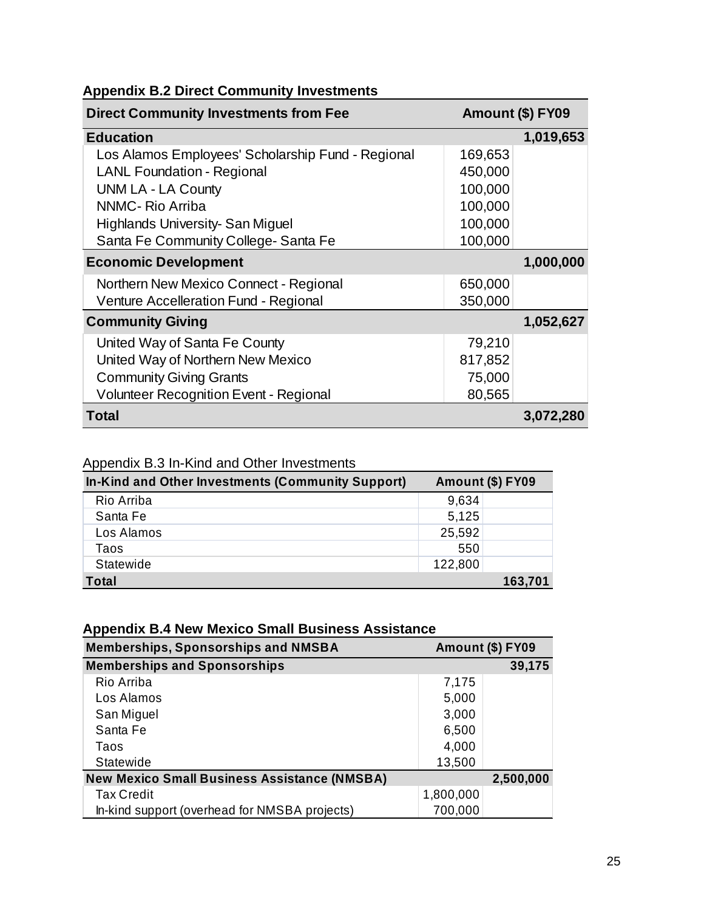**Appendix B.2 Direct Community Investments**

| Direct Community Investments from Fee | Amount ($) FY09 | |
|---|---|---|
| **Education** | | **1,019,653** |
| Los Alamos Employees' Scholarship Fund - Regional | 169,653 | |
| LANL Foundation - Regional | 450,000 | |
| UNM LA - LA County | 100,000 | |
| NNMC- Rio Arriba | 100,000 | |
| Highlands University- San Miguel | 100,000 | |
| Santa Fe Community College- Santa Fe | 100,000 | |
| **Economic Development** | | **1,000,000** |
| Northern New Mexico Connect - Regional | 650,000 | |
| Venture Accelleration Fund - Regional | 350,000 | |
| **Community Giving** | | **1,052,627** |
| United Way of Santa Fe County | 79,210 | |
| United Way of Northern New Mexico | 817,852 | |
| Community Giving Grants | 75,000 | |
| Volunteer Recognition Event - Regional | 80,565 | |
| **Total** | | **3,072,280** |

Appendix B.3 In-Kind and Other Investments

| In-Kind and Other Investments (Community Support) | Amount ($) FY09 | |
|---|---|---|
| Rio Arriba | 9,634 | |
| Santa Fe | 5,125 | |
| Los Alamos | 25,592 | |
| Taos | 550 | |
| Statewide | 122,800 | |
| **Total** | | **163,701** |

**Appendix B.4 New Mexico Small Business Assistance**

| Memberships, Sponsorships and NMSBA | Amount ($) FY09 | |
|---|---|---|
| **Memberships and Sponsorships** | | **39,175** |
| Rio Arriba | 7,175 | |
| Los Alamos | 5,000 | |
| San Miguel | 3,000 | |
| Santa Fe | 6,500 | |
| Taos | 4,000 | |
| Statewide | 13,500 | |
| **New Mexico Small Business Assistance (NMSBA)** | | **2,500,000** |
| Tax Credit | 1,800,000 | |
| In-kind support (overhead for NMSBA projects) | 700,000 | |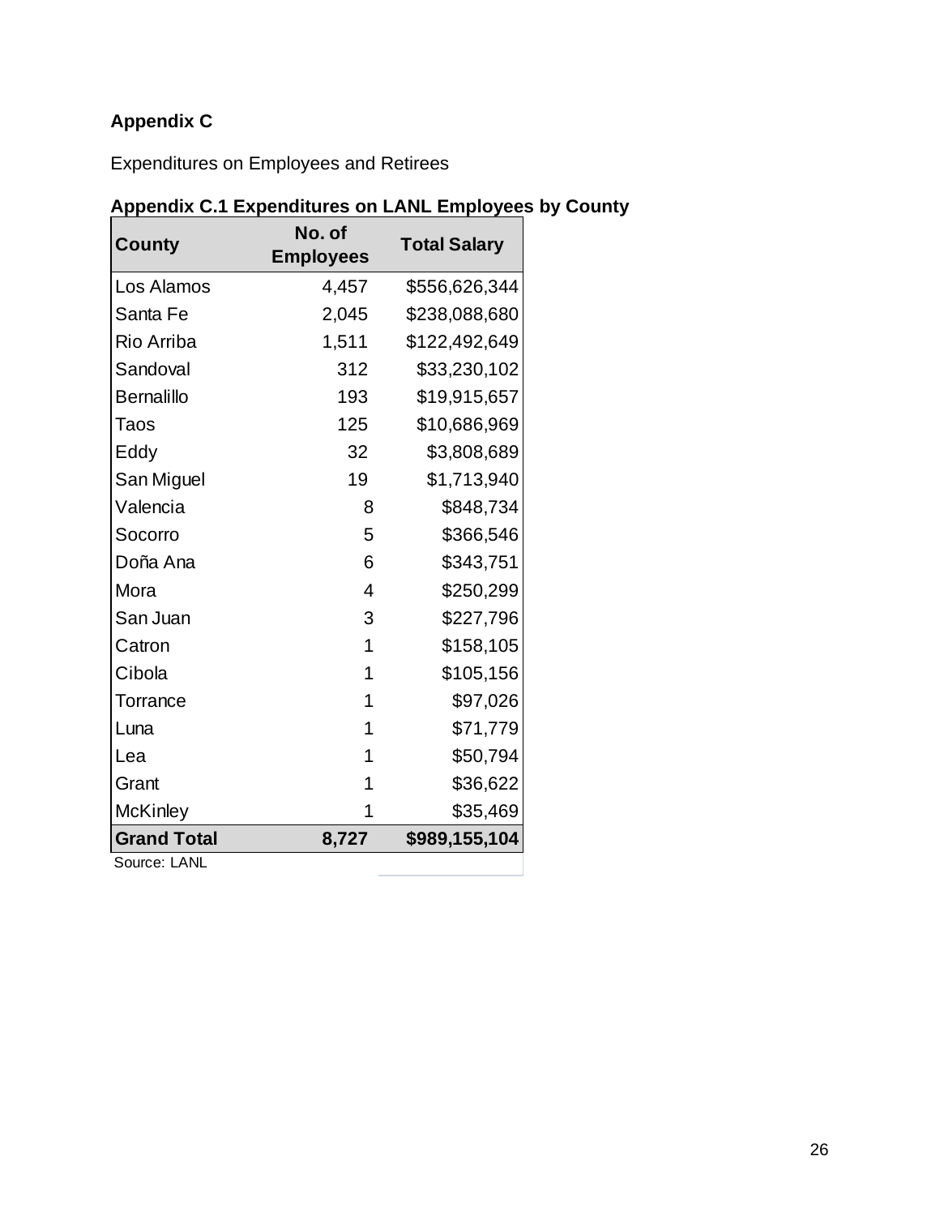**Appendix C**

Expenditures on Employees and Retirees

**Appendix C.1 Expenditures on LANL Employees by County**

| County | No. of Employees | Total Salary |
|---|---|---|
| Los Alamos | 4,457 | $556,626,344 |
| Santa Fe | 2,045 | $238,088,680 |
| Rio Arriba | 1,511 | $122,492,649 |
| Sandoval | 312 | $33,230,102 |
| Bernalillo | 193 | $19,915,657 |
| Taos | 125 | $10,686,969 |
| Eddy | 32 | $3,808,689 |
| San Miguel | 19 | $1,713,940 |
| Valencia | 8 | $848,734 |
| Socorro | 5 | $366,546 |
| Doña Ana | 6 | $343,751 |
| Mora | 4 | $250,299 |
| San Juan | 3 | $227,796 |
| Catron | 1 | $158,105 |
| Cibola | 1 | $105,156 |
| Torrance | 1 | $97,026 |
| Luna | 1 | $71,779 |
| Lea | 1 | $50,794 |
| Grant | 1 | $36,622 |
| McKinley | 1 | $35,469 |
| **Grand Total** | **8,727** | **$989,155,104** |

Source: LANL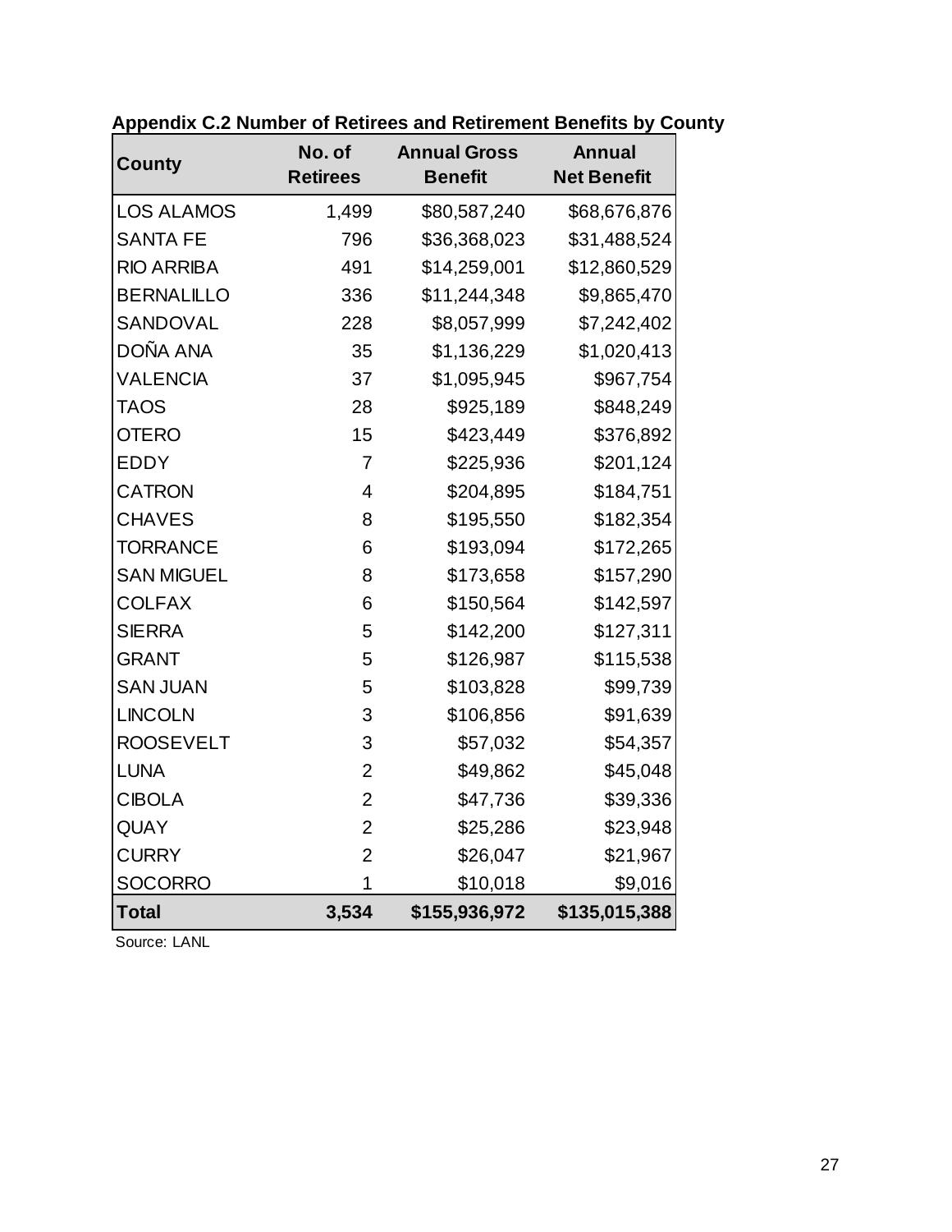**Appendix C.2 Number of Retirees and Retirement Benefits by County**

| County | No. of Retirees | Annual Gross Benefit | Annual Net Benefit |
|---|---|---|---|
| LOS ALAMOS | 1,499 | $80,587,240 | $68,676,876 |
| SANTA FE | 796 | $36,368,023 | $31,488,524 |
| RIO ARRIBA | 491 | $14,259,001 | $12,860,529 |
| BERNALILLO | 336 | $11,244,348 | $9,865,470 |
| SANDOVAL | 228 | $8,057,999 | $7,242,402 |
| DOÑA ANA | 35 | $1,136,229 | $1,020,413 |
| VALENCIA | 37 | $1,095,945 | $967,754 |
| TAOS | 28 | $925,189 | $848,249 |
| OTERO | 15 | $423,449 | $376,892 |
| EDDY | 7 | $225,936 | $201,124 |
| CATRON | 4 | $204,895 | $184,751 |
| CHAVES | 8 | $195,550 | $182,354 |
| TORRANCE | 6 | $193,094 | $172,265 |
| SAN MIGUEL | 8 | $173,658 | $157,290 |
| COLFAX | 6 | $150,564 | $142,597 |
| SIERRA | 5 | $142,200 | $127,311 |
| GRANT | 5 | $126,987 | $115,538 |
| SAN JUAN | 5 | $103,828 | $99,739 |
| LINCOLN | 3 | $106,856 | $91,639 |
| ROOSEVELT | 3 | $57,032 | $54,357 |
| LUNA | 2 | $49,862 | $45,048 |
| CIBOLA | 2 | $47,736 | $39,336 |
| QUAY | 2 | $25,286 | $23,948 |
| CURRY | 2 | $26,047 | $21,967 |
| SOCORRO | 1 | $10,018 | $9,016 |
| **Total** | **3,534** | **$155,936,972** | **$135,015,388** |

Source: LANL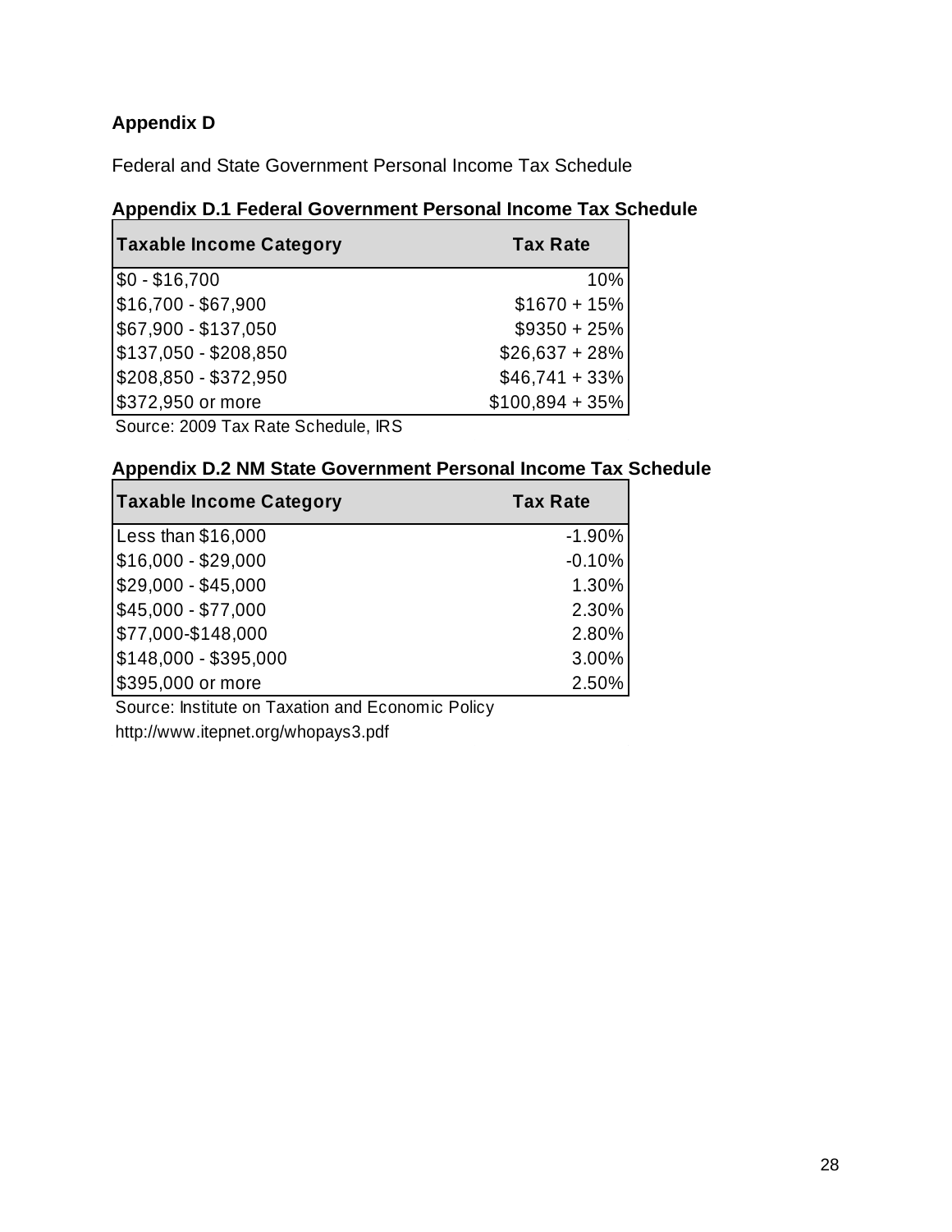## Appendix D

Federal and State Government Personal Income Tax Schedule

**Appendix D.1 Federal Government Personal Income Tax Schedule**

| Taxable Income Category | Tax Rate |
|---|---|
| $0 - $16,700 | 10% |
| $16,700 - $67,900 | $1670 + 15% |
| $67,900 - $137,050 | $9350 + 25% |
| $137,050 - $208,850 | $26,637 + 28% |
| $208,850 - $372,950 | $46,741 + 33% |
| $372,950 or more | $100,894 + 35% |

Source: 2009 Tax Rate Schedule, IRS

**Appendix D.2 NM State Government Personal Income Tax Schedule**

| Taxable Income Category | Tax Rate |
|---|---|
| Less than $16,000 | -1.90% |
| $16,000 - $29,000 | -0.10% |
| $29,000 - $45,000 | 1.30% |
| $45,000 - $77,000 | 2.30% |
| $77,000-$148,000 | 2.80% |
| $148,000 - $395,000 | 3.00% |
| $395,000 or more | 2.50% |

Source: Institute on Taxation and Economic Policy
http://www.itepnet.org/whopays3.pdf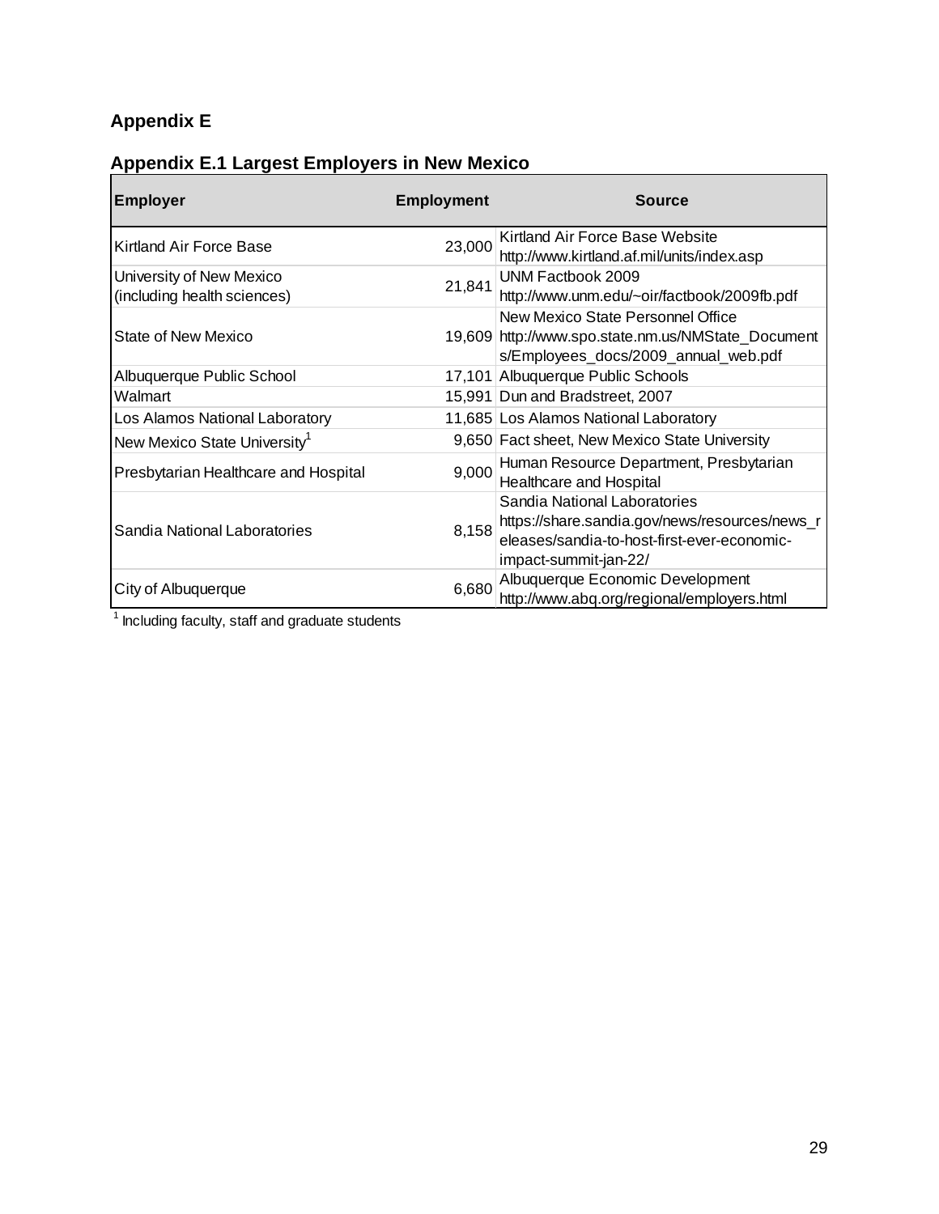# Appendix E

## Appendix E.1 Largest Employers in New Mexico

| Employer | Employment | Source |
|---|---|---|
| Kirtland Air Force Base | 23,000 | Kirtland Air Force Base Website http://www.kirtland.af.mil/units/index.asp |
| University of New Mexico (including health sciences) | 21,841 | UNM Factbook 2009 http://www.unm.edu/~oir/factbook/2009fb.pdf |
| State of New Mexico | 19,609 | New Mexico State Personnel Office http://www.spo.state.nm.us/NMState_Documents/Employees_docs/2009_annual_web.pdf |
| Albuquerque Public School | 17,101 | Albuquerque Public Schools |
| Walmart | 15,991 | Dun and Bradstreet, 2007 |
| Los Alamos National Laboratory | 11,685 | Los Alamos National Laboratory |
| New Mexico State University[1] | 9,650 | Fact sheet, New Mexico State University |
| Presbytarian Healthcare and Hospital | 9,000 | Human Resource Department, Presbytarian Healthcare and Hospital |
| Sandia National Laboratories | 8,158 | Sandia National Laboratories https://share.sandia.gov/news/resources/news_releases/sandia-to-host-first-ever-economic-impact-summit-jan-22/ |
| City of Albuquerque | 6,680 | Albuquerque Economic Development http://www.abq.org/regional/employers.html |

[1] Including faculty, staff and graduate students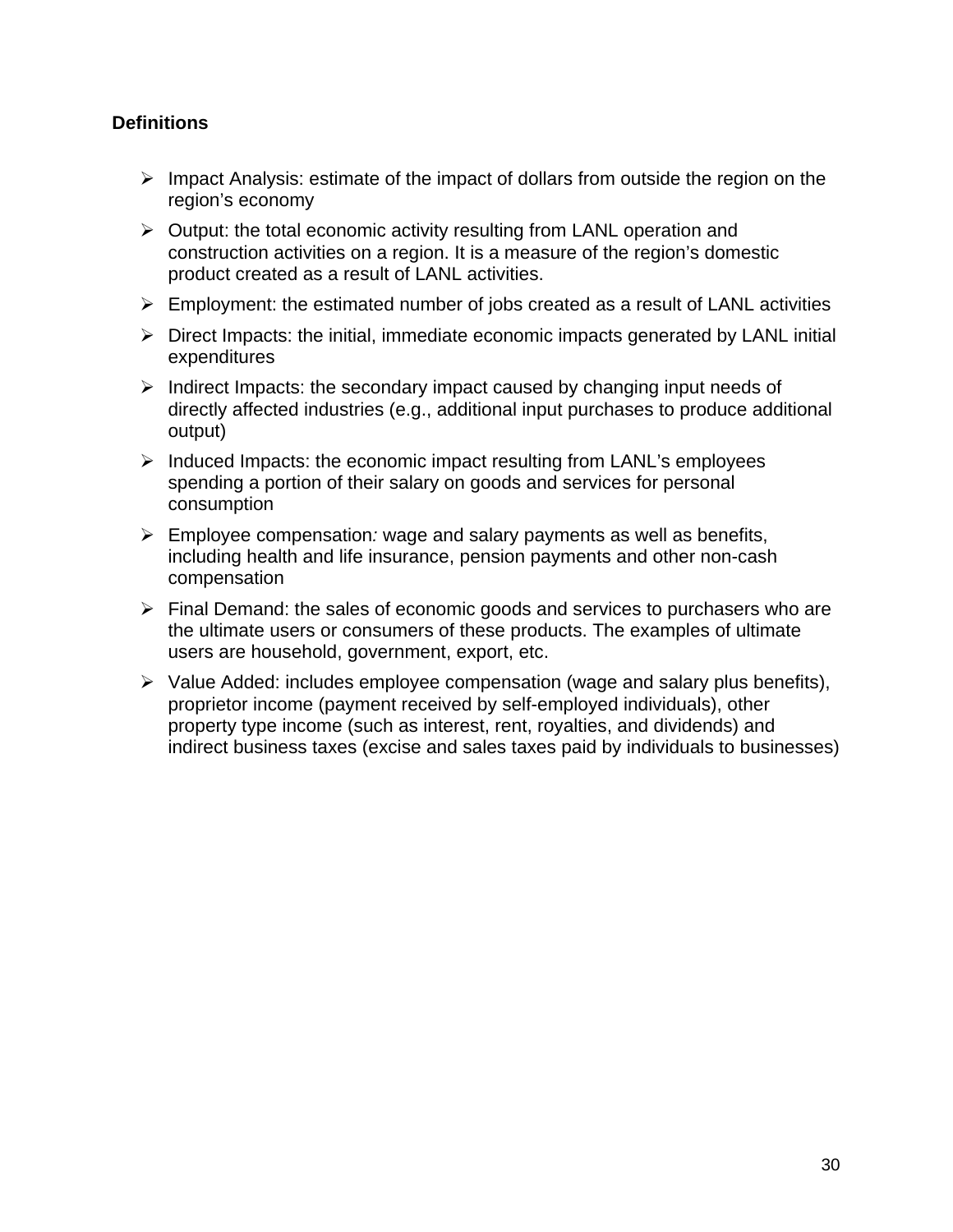**Definitions**

- Impact Analysis: estimate of the impact of dollars from outside the region on the region’s economy
- Output: the total economic activity resulting from LANL operation and construction activities on a region. It is a measure of the region’s domestic product created as a result of LANL activities.
- Employment: the estimated number of jobs created as a result of LANL activities
- Direct Impacts: the initial, immediate economic impacts generated by LANL initial expenditures
- Indirect Impacts: the secondary impact caused by changing input needs of directly affected industries (e.g., additional input purchases to produce additional output)
- Induced Impacts: the economic impact resulting from LANL’s employees spending a portion of their salary on goods and services for personal consumption
- Employee compensation*:* wage and salary payments as well as benefits, including health and life insurance, pension payments and other non-cash compensation
- Final Demand: the sales of economic goods and services to purchasers who are the ultimate users or consumers of these products. The examples of ultimate users are household, government, export, etc.
- Value Added: includes employee compensation (wage and salary plus benefits), proprietor income (payment received by self-employed individuals), other property type income (such as interest, rent, royalties, and dividends) and indirect business taxes (excise and sales taxes paid by individuals to businesses)